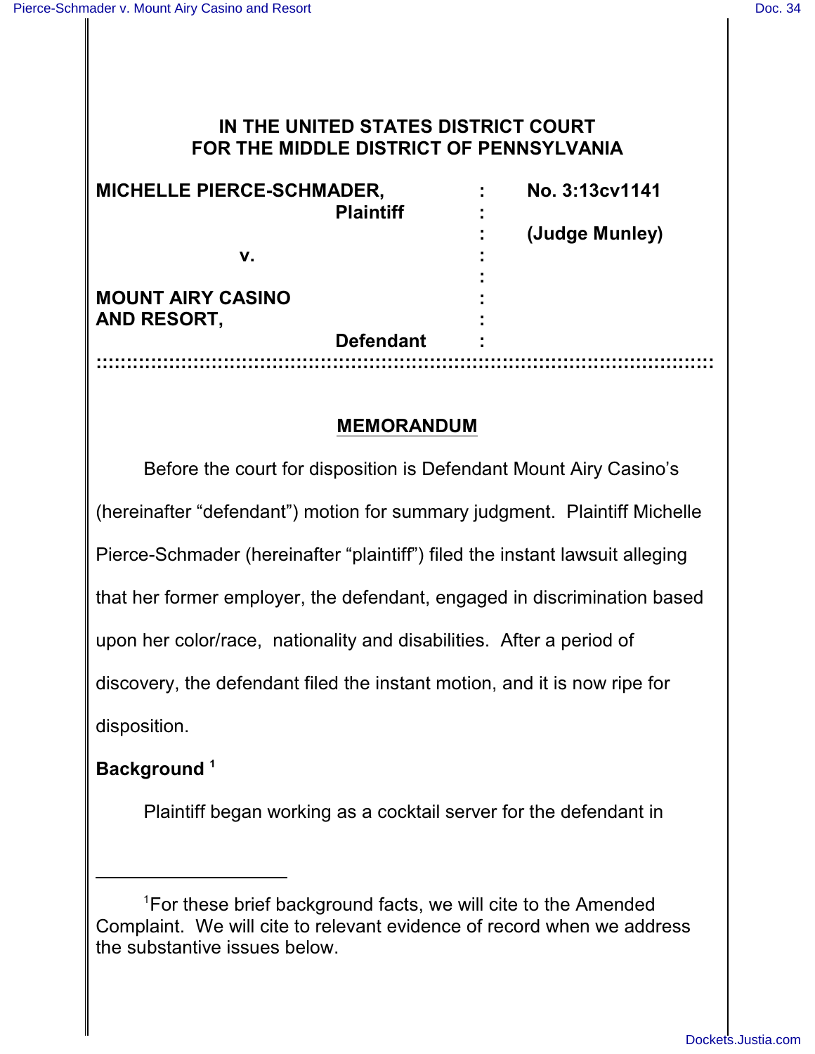# IN THE UNITED STATES DISTRICT COURT FOR THE MIDDLE DISTRICT OF PENNSYLVANIA

| | | |
|---|---|---|
| **MICHELLE PIERCE-SCHMADER, Plaintiff** | : | **No. 3:13cv1141** |
| | : | **(Judge Munley)** |
| **v.** | : | |
| **MOUNT AIRY CASINO AND RESORT, Defendant** | : | |

## MEMORANDUM

Before the court for disposition is Defendant Mount Airy Casino's (hereinafter "defendant") motion for summary judgment. Plaintiff Michelle Pierce-Schmader (hereinafter "plaintiff") filed the instant lawsuit alleging that her former employer, the defendant, engaged in discrimination based upon her color/race, nationality and disabilities. After a period of discovery, the defendant filed the instant motion, and it is now ripe for disposition.

**Background** [1]

Plaintiff began working as a cocktail server for the defendant in

---

[1] For these brief background facts, we will cite to the Amended Complaint. We will cite to relevant evidence of record when we address the substantive issues below.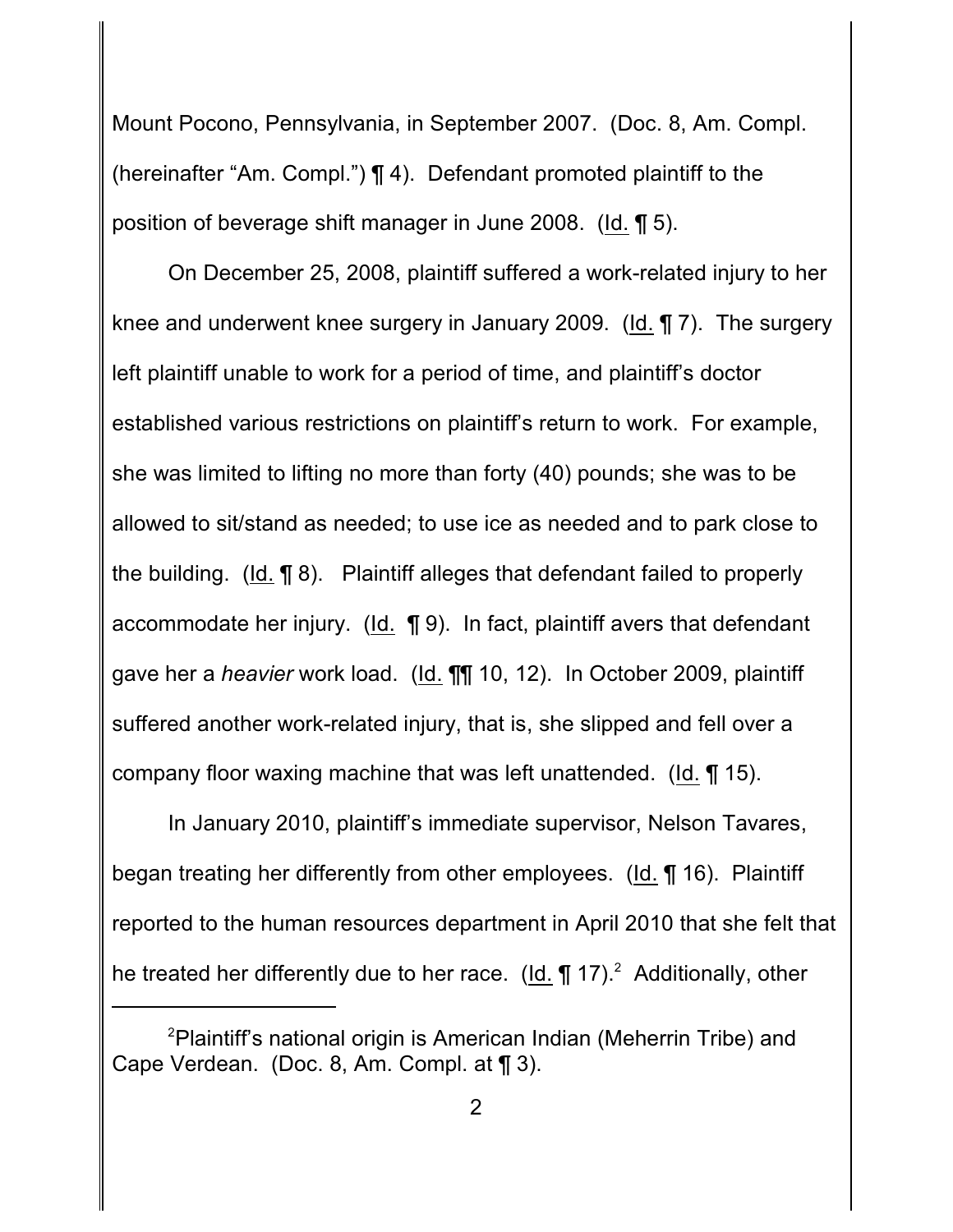Mount Pocono, Pennsylvania, in September 2007. (Doc. 8, Am. Compl. (hereinafter "Am. Compl.") ¶ 4). Defendant promoted plaintiff to the position of beverage shift manager in June 2008. (Id. ¶ 5).

On December 25, 2008, plaintiff suffered a work-related injury to her knee and underwent knee surgery in January 2009. (Id. ¶ 7). The surgery left plaintiff unable to work for a period of time, and plaintiff's doctor established various restrictions on plaintiff's return to work. For example, she was limited to lifting no more than forty (40) pounds; she was to be allowed to sit/stand as needed; to use ice as needed and to park close to the building. (Id. ¶ 8). Plaintiff alleges that defendant failed to properly accommodate her injury. (Id. ¶ 9). In fact, plaintiff avers that defendant gave her a *heavier* work load. (Id. ¶¶ 10, 12). In October 2009, plaintiff suffered another work-related injury, that is, she slipped and fell over a company floor waxing machine that was left unattended. (Id. ¶ 15).

In January 2010, plaintiff's immediate supervisor, Nelson Tavares, began treating her differently from other employees. (Id. ¶ 16). Plaintiff reported to the human resources department in April 2010 that she felt that he treated her differently due to her race. (Id. ¶ 17).[2] Additionally, other

[2] Plaintiff's national origin is American Indian (Meherrin Tribe) and Cape Verdean. (Doc. 8, Am. Compl. at ¶ 3).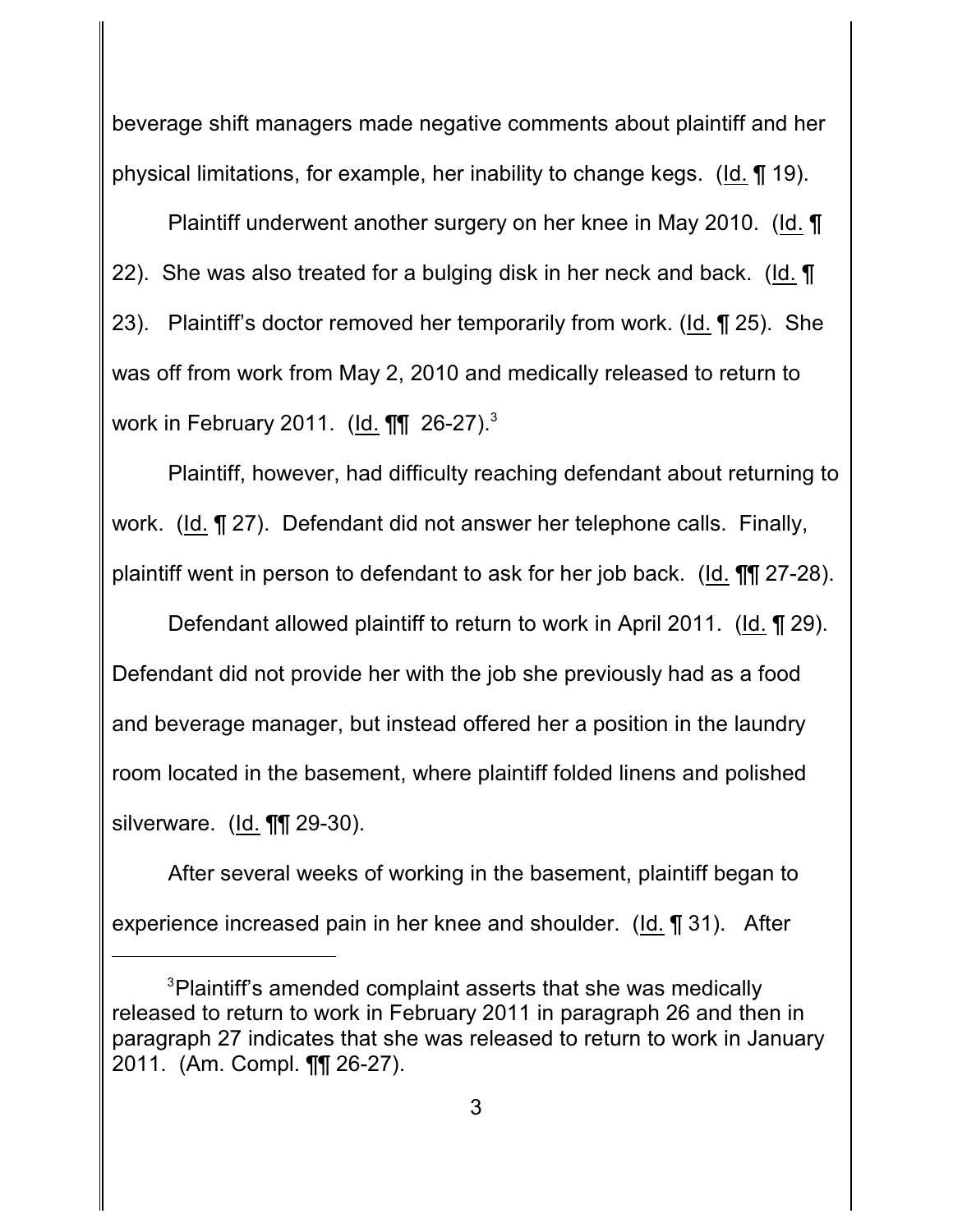beverage shift managers made negative comments about plaintiff and her physical limitations, for example, her inability to change kegs. (Id. ¶ 19).

Plaintiff underwent another surgery on her knee in May 2010. (Id. ¶ 22). She was also treated for a bulging disk in her neck and back. (Id. ¶ 23). Plaintiff's doctor removed her temporarily from work. (Id. ¶ 25). She was off from work from May 2, 2010 and medically released to return to work in February 2011. (Id. ¶¶ 26-27).[3]

Plaintiff, however, had difficulty reaching defendant about returning to work. (Id. ¶ 27). Defendant did not answer her telephone calls. Finally, plaintiff went in person to defendant to ask for her job back. (Id. ¶¶ 27-28).

Defendant allowed plaintiff to return to work in April 2011. (Id. ¶ 29). Defendant did not provide her with the job she previously had as a food and beverage manager, but instead offered her a position in the laundry room located in the basement, where plaintiff folded linens and polished silverware. (Id. ¶¶ 29-30).

After several weeks of working in the basement, plaintiff began to experience increased pain in her knee and shoulder. (Id. ¶ 31). After

---

[3]Plaintiff's amended complaint asserts that she was medically released to return to work in February 2011 in paragraph 26 and then in paragraph 27 indicates that she was released to return to work in January 2011. (Am. Compl. ¶¶ 26-27).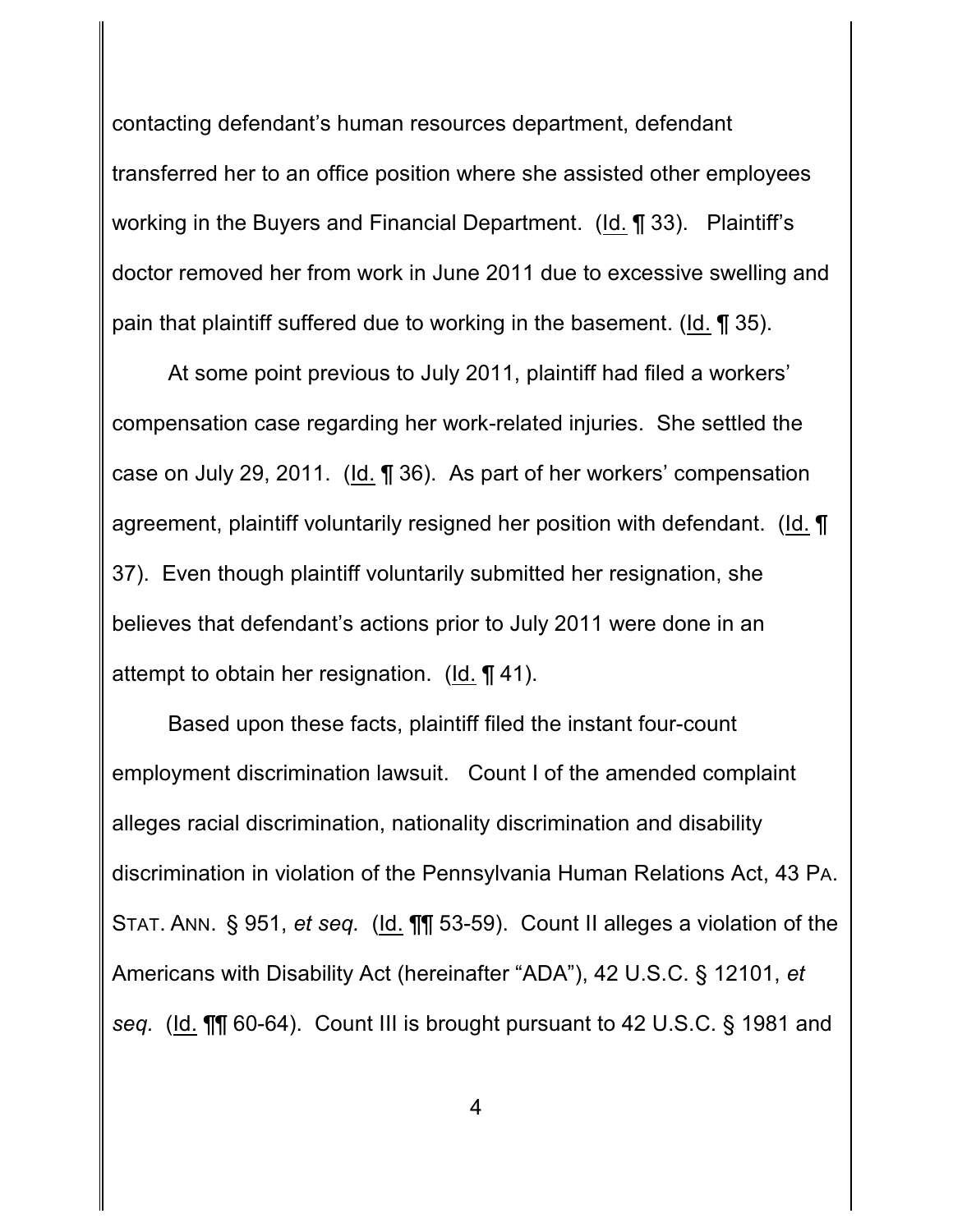contacting defendant's human resources department, defendant transferred her to an office position where she assisted other employees working in the Buyers and Financial Department. (Id. ¶ 33). Plaintiff's doctor removed her from work in June 2011 due to excessive swelling and pain that plaintiff suffered due to working in the basement. (Id. ¶ 35).

At some point previous to July 2011, plaintiff had filed a workers' compensation case regarding her work-related injuries. She settled the case on July 29, 2011. (Id. ¶ 36). As part of her workers' compensation agreement, plaintiff voluntarily resigned her position with defendant. (Id. ¶ 37). Even though plaintiff voluntarily submitted her resignation, she believes that defendant's actions prior to July 2011 were done in an attempt to obtain her resignation. (Id. ¶ 41).

Based upon these facts, plaintiff filed the instant four-count employment discrimination lawsuit. Count I of the amended complaint alleges racial discrimination, nationality discrimination and disability discrimination in violation of the Pennsylvania Human Relations Act, 43 PA. STAT. ANN. § 951, *et seq.* (Id. ¶¶ 53-59). Count II alleges a violation of the Americans with Disability Act (hereinafter "ADA"), 42 U.S.C. § 12101, *et seq.* (Id. ¶¶ 60-64). Count III is brought pursuant to 42 U.S.C. § 1981 and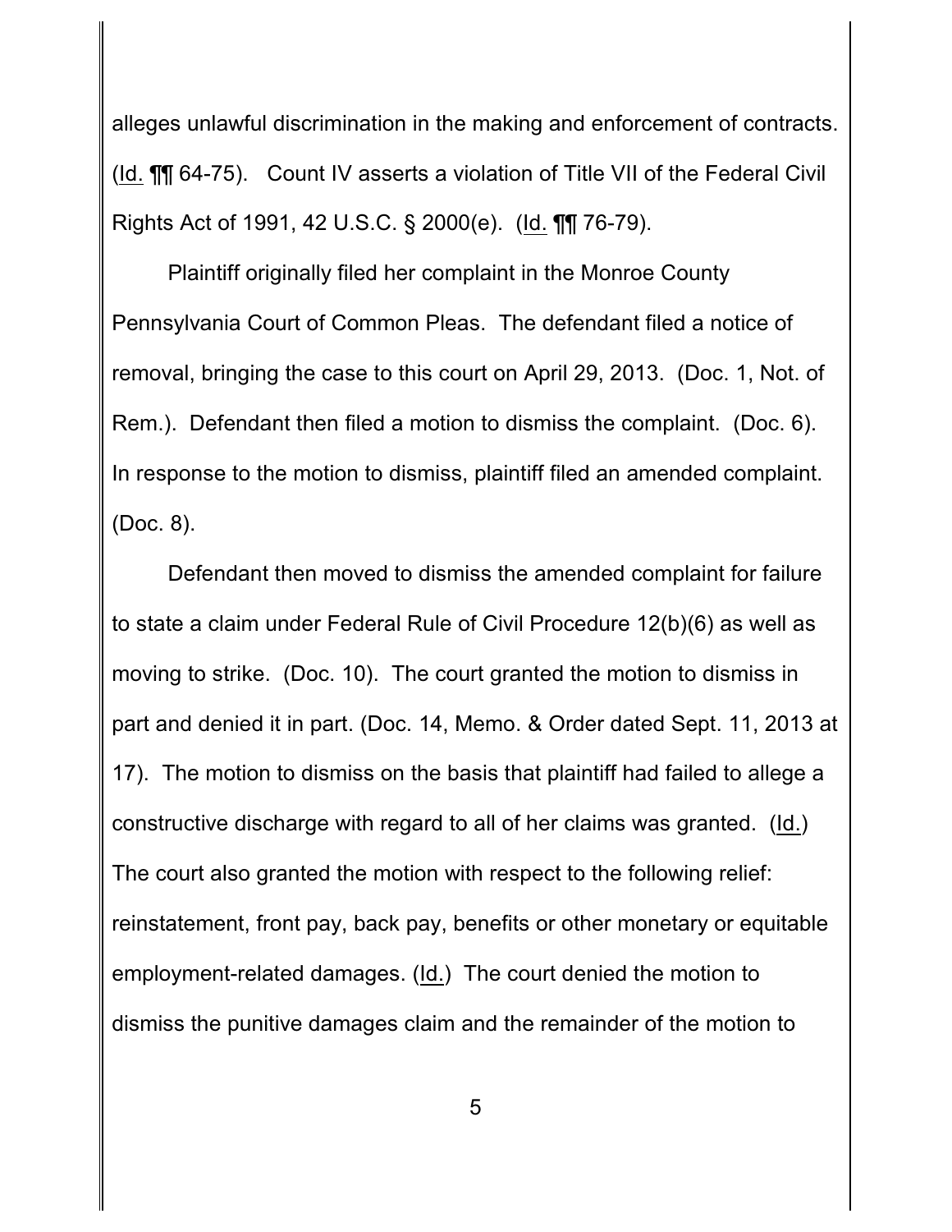alleges unlawful discrimination in the making and enforcement of contracts. (Id. ¶¶ 64-75). Count IV asserts a violation of Title VII of the Federal Civil Rights Act of 1991, 42 U.S.C. § 2000(e). (Id. ¶¶ 76-79).

Plaintiff originally filed her complaint in the Monroe County Pennsylvania Court of Common Pleas. The defendant filed a notice of removal, bringing the case to this court on April 29, 2013. (Doc. 1, Not. of Rem.). Defendant then filed a motion to dismiss the complaint. (Doc. 6). In response to the motion to dismiss, plaintiff filed an amended complaint. (Doc. 8).

Defendant then moved to dismiss the amended complaint for failure to state a claim under Federal Rule of Civil Procedure 12(b)(6) as well as moving to strike. (Doc. 10). The court granted the motion to dismiss in part and denied it in part. (Doc. 14, Memo. & Order dated Sept. 11, 2013 at 17). The motion to dismiss on the basis that plaintiff had failed to allege a constructive discharge with regard to all of her claims was granted. (Id.) The court also granted the motion with respect to the following relief: reinstatement, front pay, back pay, benefits or other monetary or equitable employment-related damages. (Id.) The court denied the motion to dismiss the punitive damages claim and the remainder of the motion to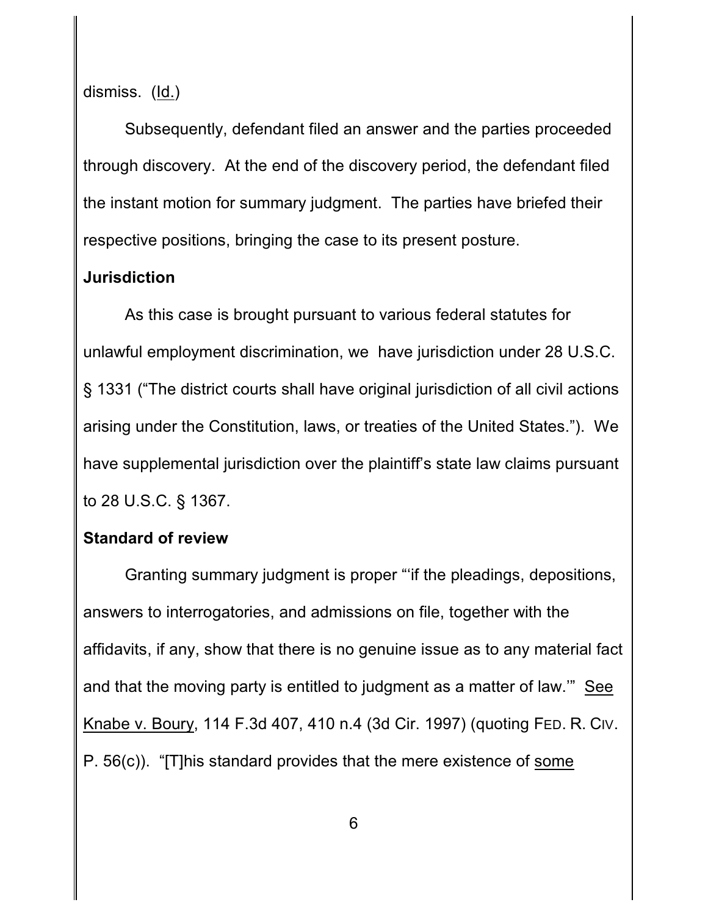dismiss. (Id.)

Subsequently, defendant filed an answer and the parties proceeded through discovery. At the end of the discovery period, the defendant filed the instant motion for summary judgment. The parties have briefed their respective positions, bringing the case to its present posture.

**Jurisdiction**

As this case is brought pursuant to various federal statutes for unlawful employment discrimination, we have jurisdiction under 28 U.S.C. § 1331 ("The district courts shall have original jurisdiction of all civil actions arising under the Constitution, laws, or treaties of the United States."). We have supplemental jurisdiction over the plaintiff's state law claims pursuant to 28 U.S.C. § 1367.

**Standard of review**

Granting summary judgment is proper "'if the pleadings, depositions, answers to interrogatories, and admissions on file, together with the affidavits, if any, show that there is no genuine issue as to any material fact and that the moving party is entitled to judgment as a matter of law.'" See Knabe v. Boury, 114 F.3d 407, 410 n.4 (3d Cir. 1997) (quoting FED. R. CIV. P. 56(c)). "[T]his standard provides that the mere existence of some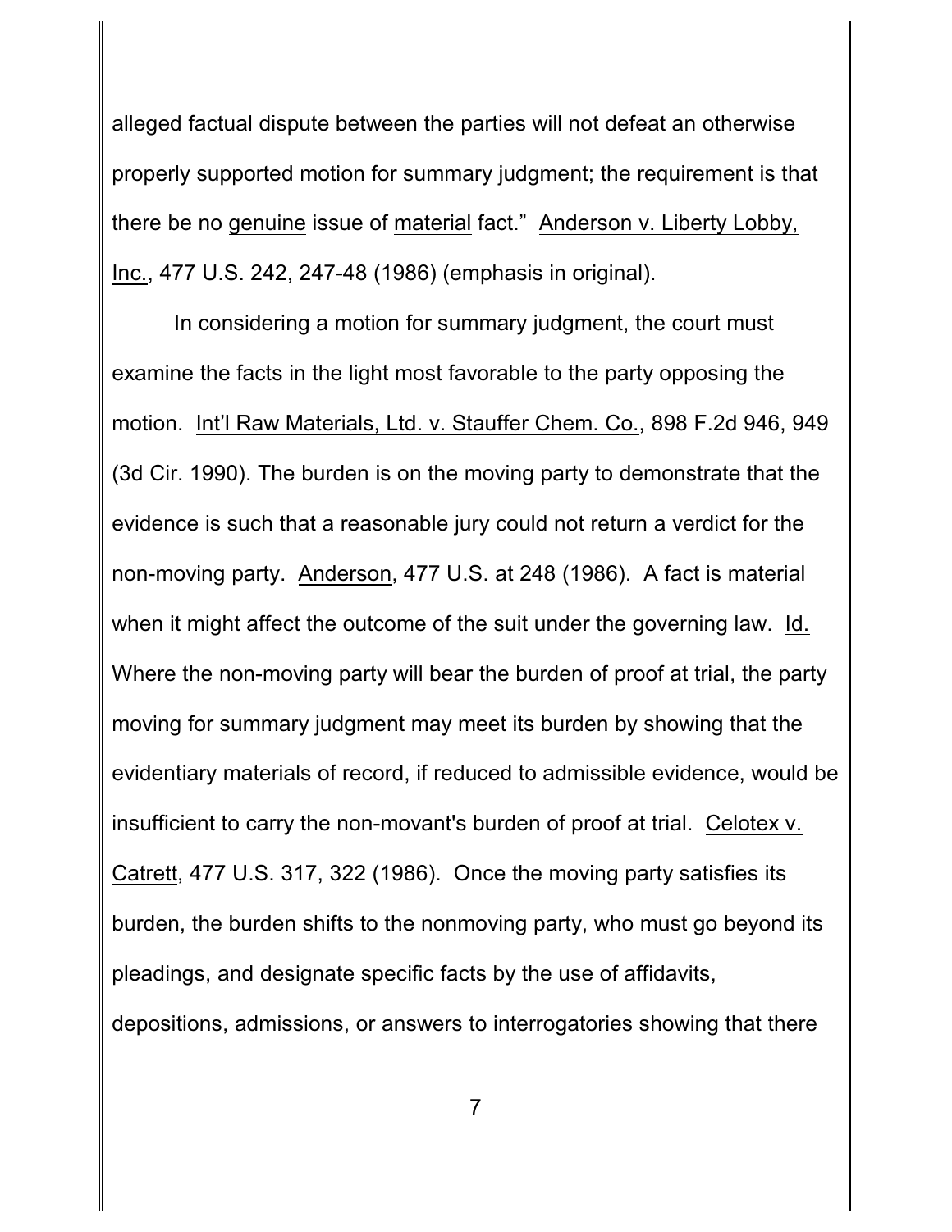alleged factual dispute between the parties will not defeat an otherwise properly supported motion for summary judgment; the requirement is that there be no genuine issue of material fact." Anderson v. Liberty Lobby, Inc., 477 U.S. 242, 247-48 (1986) (emphasis in original).

In considering a motion for summary judgment, the court must examine the facts in the light most favorable to the party opposing the motion. Int'l Raw Materials, Ltd. v. Stauffer Chem. Co., 898 F.2d 946, 949 (3d Cir. 1990). The burden is on the moving party to demonstrate that the evidence is such that a reasonable jury could not return a verdict for the non-moving party. Anderson, 477 U.S. at 248 (1986). A fact is material when it might affect the outcome of the suit under the governing law. Id. Where the non-moving party will bear the burden of proof at trial, the party moving for summary judgment may meet its burden by showing that the evidentiary materials of record, if reduced to admissible evidence, would be insufficient to carry the non-movant's burden of proof at trial. Celotex v. Catrett, 477 U.S. 317, 322 (1986). Once the moving party satisfies its burden, the burden shifts to the nonmoving party, who must go beyond its pleadings, and designate specific facts by the use of affidavits, depositions, admissions, or answers to interrogatories showing that there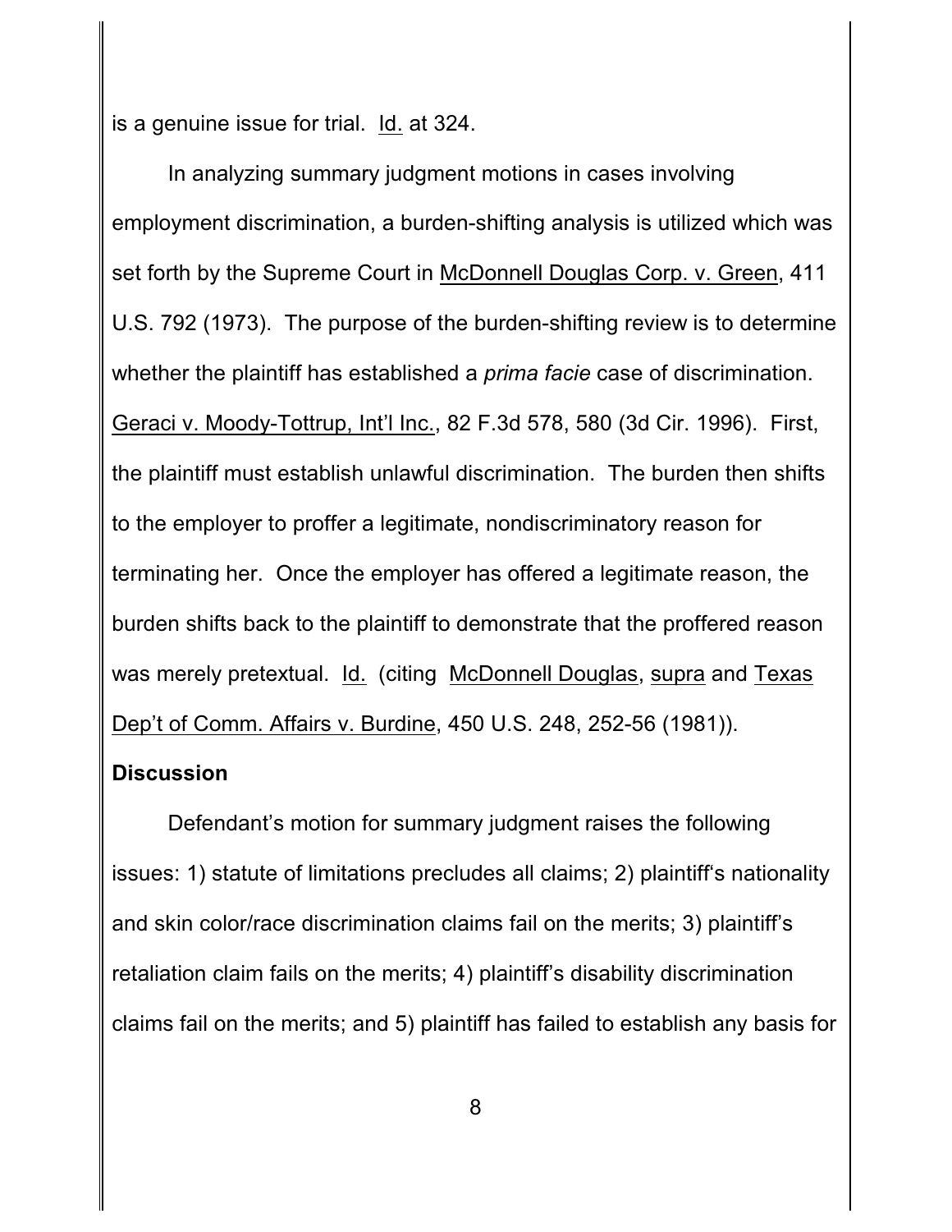is a genuine issue for trial. Id. at 324.

In analyzing summary judgment motions in cases involving employment discrimination, a burden-shifting analysis is utilized which was set forth by the Supreme Court in McDonnell Douglas Corp. v. Green, 411 U.S. 792 (1973). The purpose of the burden-shifting review is to determine whether the plaintiff has established a *prima facie* case of discrimination. Geraci v. Moody-Tottrup, Int'l Inc., 82 F.3d 578, 580 (3d Cir. 1996). First, the plaintiff must establish unlawful discrimination. The burden then shifts to the employer to proffer a legitimate, nondiscriminatory reason for terminating her. Once the employer has offered a legitimate reason, the burden shifts back to the plaintiff to demonstrate that the proffered reason was merely pretextual. Id. (citing McDonnell Douglas, supra and Texas Dep't of Comm. Affairs v. Burdine, 450 U.S. 248, 252-56 (1981)).

**Discussion**

Defendant's motion for summary judgment raises the following issues: 1) statute of limitations precludes all claims; 2) plaintiff's nationality and skin color/race discrimination claims fail on the merits; 3) plaintiff's retaliation claim fails on the merits; 4) plaintiff's disability discrimination claims fail on the merits; and 5) plaintiff has failed to establish any basis for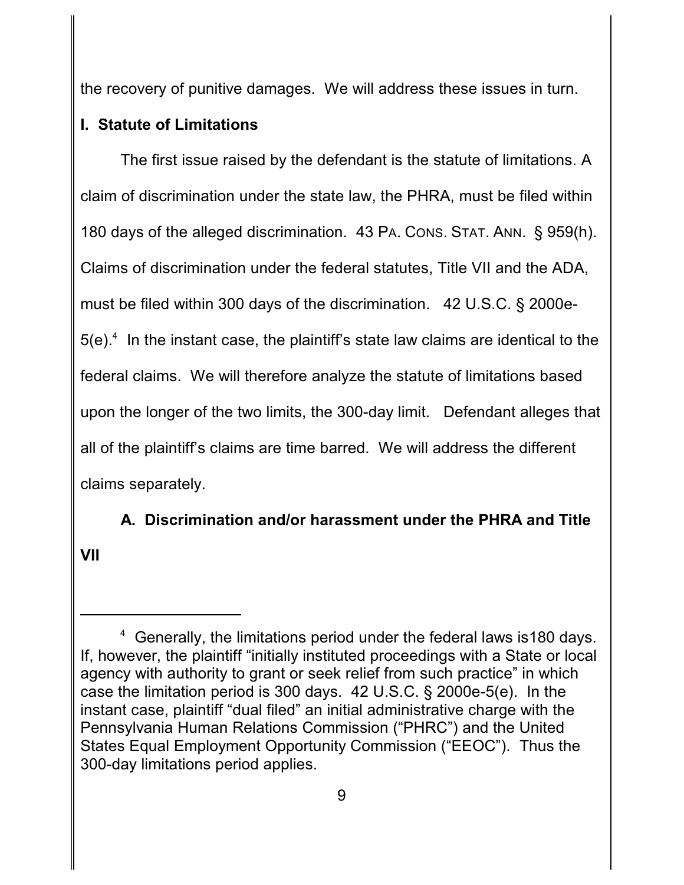the recovery of punitive damages. We will address these issues in turn.

## I. Statute of Limitations

The first issue raised by the defendant is the statute of limitations. A claim of discrimination under the state law, the PHRA, must be filed within 180 days of the alleged discrimination. 43 PA. CONS. STAT. ANN. § 959(h). Claims of discrimination under the federal statutes, Title VII and the ADA, must be filed within 300 days of the discrimination. 42 U.S.C. § 2000e-5(e).[4] In the instant case, the plaintiff's state law claims are identical to the federal claims. We will therefore analyze the statute of limitations based upon the longer of the two limits, the 300-day limit. Defendant alleges that all of the plaintiff's claims are time barred. We will address the different claims separately.

### A. Discrimination and/or harassment under the PHRA and Title VII

---

[4] Generally, the limitations period under the federal laws is180 days. If, however, the plaintiff "initially instituted proceedings with a State or local agency with authority to grant or seek relief from such practice" in which case the limitation period is 300 days. 42 U.S.C. § 2000e-5(e). In the instant case, plaintiff "dual filed" an initial administrative charge with the Pennsylvania Human Relations Commission ("PHRC") and the United States Equal Employment Opportunity Commission ("EEOC"). Thus the 300-day limitations period applies.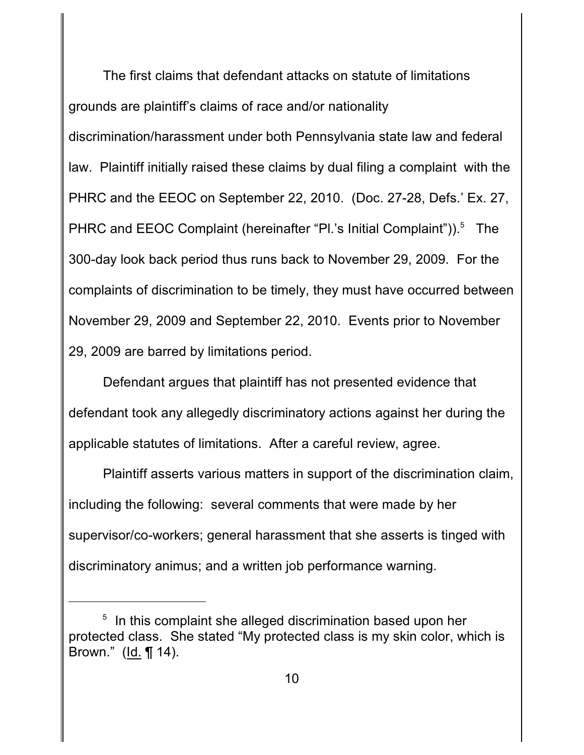The first claims that defendant attacks on statute of limitations grounds are plaintiff's claims of race and/or nationality discrimination/harassment under both Pennsylvania state law and federal law. Plaintiff initially raised these claims by dual filing a complaint with the PHRC and the EEOC on September 22, 2010. (Doc. 27-28, Defs.' Ex. 27, PHRC and EEOC Complaint (hereinafter "Pl.'s Initial Complaint")).[5] The 300-day look back period thus runs back to November 29, 2009. For the complaints of discrimination to be timely, they must have occurred between November 29, 2009 and September 22, 2010. Events prior to November 29, 2009 are barred by limitations period.

Defendant argues that plaintiff has not presented evidence that defendant took any allegedly discriminatory actions against her during the applicable statutes of limitations. After a careful review, agree.

Plaintiff asserts various matters in support of the discrimination claim, including the following: several comments that were made by her supervisor/co-workers; general harassment that she asserts is tinged with discriminatory animus; and a written job performance warning.

---

[5] In this complaint she alleged discrimination based upon her protected class. She stated "My protected class is my skin color, which is Brown." (Id. ¶ 14).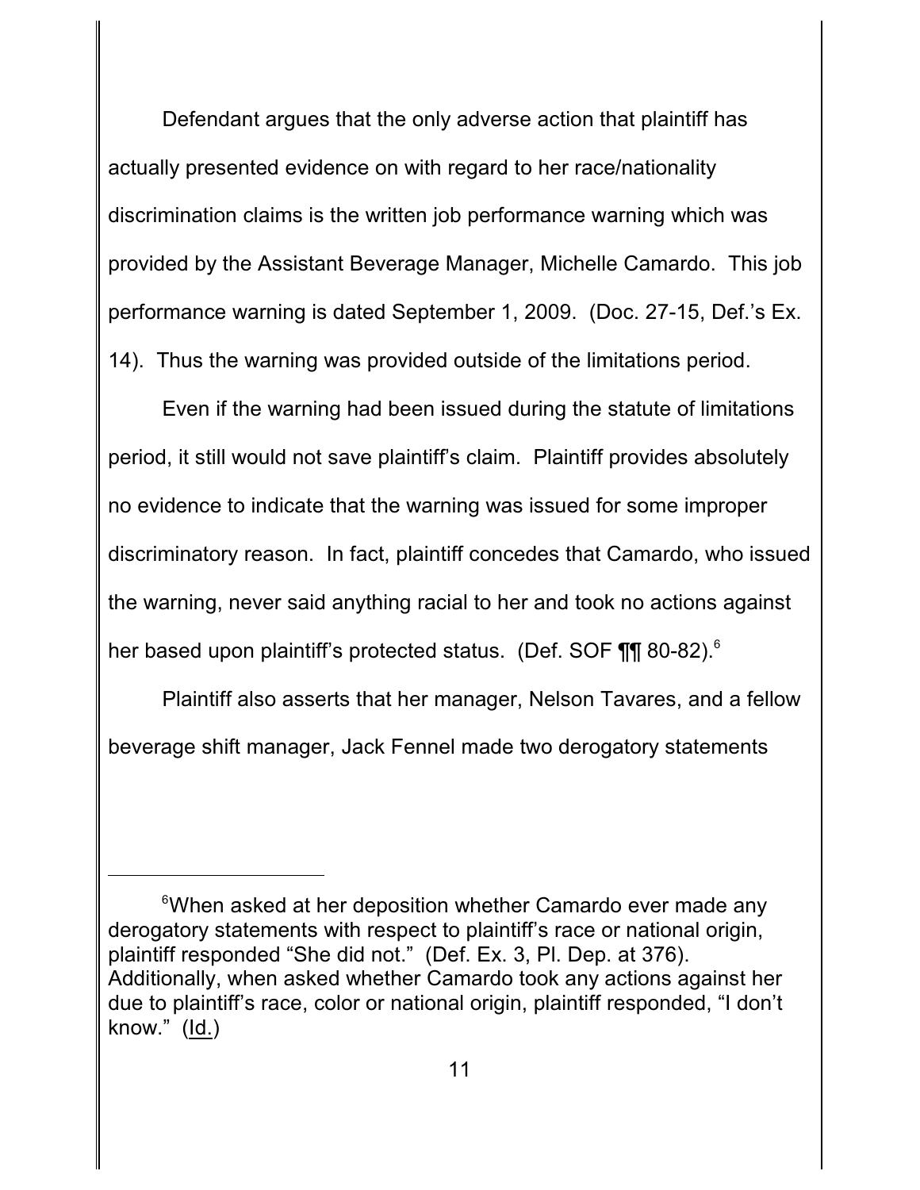Defendant argues that the only adverse action that plaintiff has actually presented evidence on with regard to her race/nationality discrimination claims is the written job performance warning which was provided by the Assistant Beverage Manager, Michelle Camardo. This job performance warning is dated September 1, 2009. (Doc. 27-15, Def.'s Ex. 14). Thus the warning was provided outside of the limitations period.

Even if the warning had been issued during the statute of limitations period, it still would not save plaintiff's claim. Plaintiff provides absolutely no evidence to indicate that the warning was issued for some improper discriminatory reason. In fact, plaintiff concedes that Camardo, who issued the warning, never said anything racial to her and took no actions against her based upon plaintiff's protected status. (Def. SOF ¶¶ 80-82).[6]

Plaintiff also asserts that her manager, Nelson Tavares, and a fellow beverage shift manager, Jack Fennel made two derogatory statements

---

[6] When asked at her deposition whether Camardo ever made any derogatory statements with respect to plaintiff's race or national origin, plaintiff responded "She did not." (Def. Ex. 3, Pl. Dep. at 376). Additionally, when asked whether Camardo took any actions against her due to plaintiff's race, color or national origin, plaintiff responded, "I don't know." (Id.)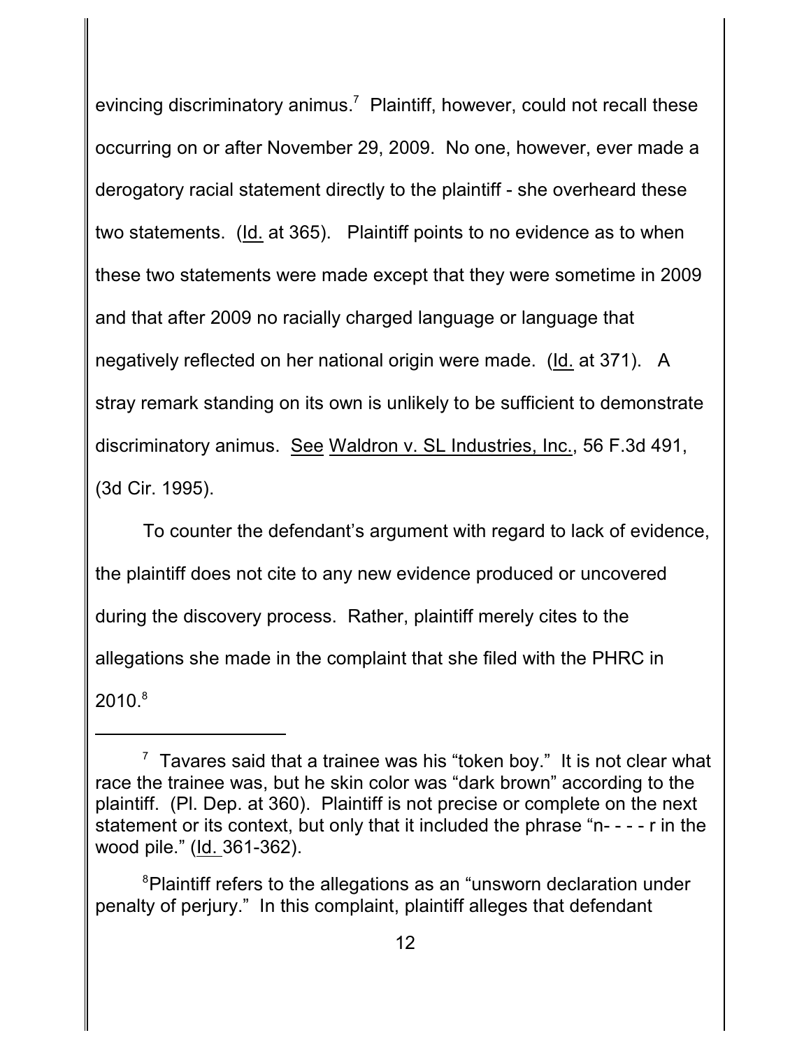evincing discriminatory animus.[7] Plaintiff, however, could not recall these occurring on or after November 29, 2009. No one, however, ever made a derogatory racial statement directly to the plaintiff - she overheard these two statements. (Id. at 365). Plaintiff points to no evidence as to when these two statements were made except that they were sometime in 2009 and that after 2009 no racially charged language or language that negatively reflected on her national origin were made. (Id. at 371). A stray remark standing on its own is unlikely to be sufficient to demonstrate discriminatory animus. See Waldron v. SL Industries, Inc., 56 F.3d 491, (3d Cir. 1995).

To counter the defendant's argument with regard to lack of evidence, the plaintiff does not cite to any new evidence produced or uncovered during the discovery process. Rather, plaintiff merely cites to the allegations she made in the complaint that she filed with the PHRC in 2010.[8]

---

[7] Tavares said that a trainee was his "token boy." It is not clear what race the trainee was, but he skin color was "dark brown" according to the plaintiff. (Pl. Dep. at 360). Plaintiff is not precise or complete on the next statement or its context, but only that it included the phrase "n- - - - r in the wood pile." (Id. 361-362).

[8] Plaintiff refers to the allegations as an "unsworn declaration under penalty of perjury." In this complaint, plaintiff alleges that defendant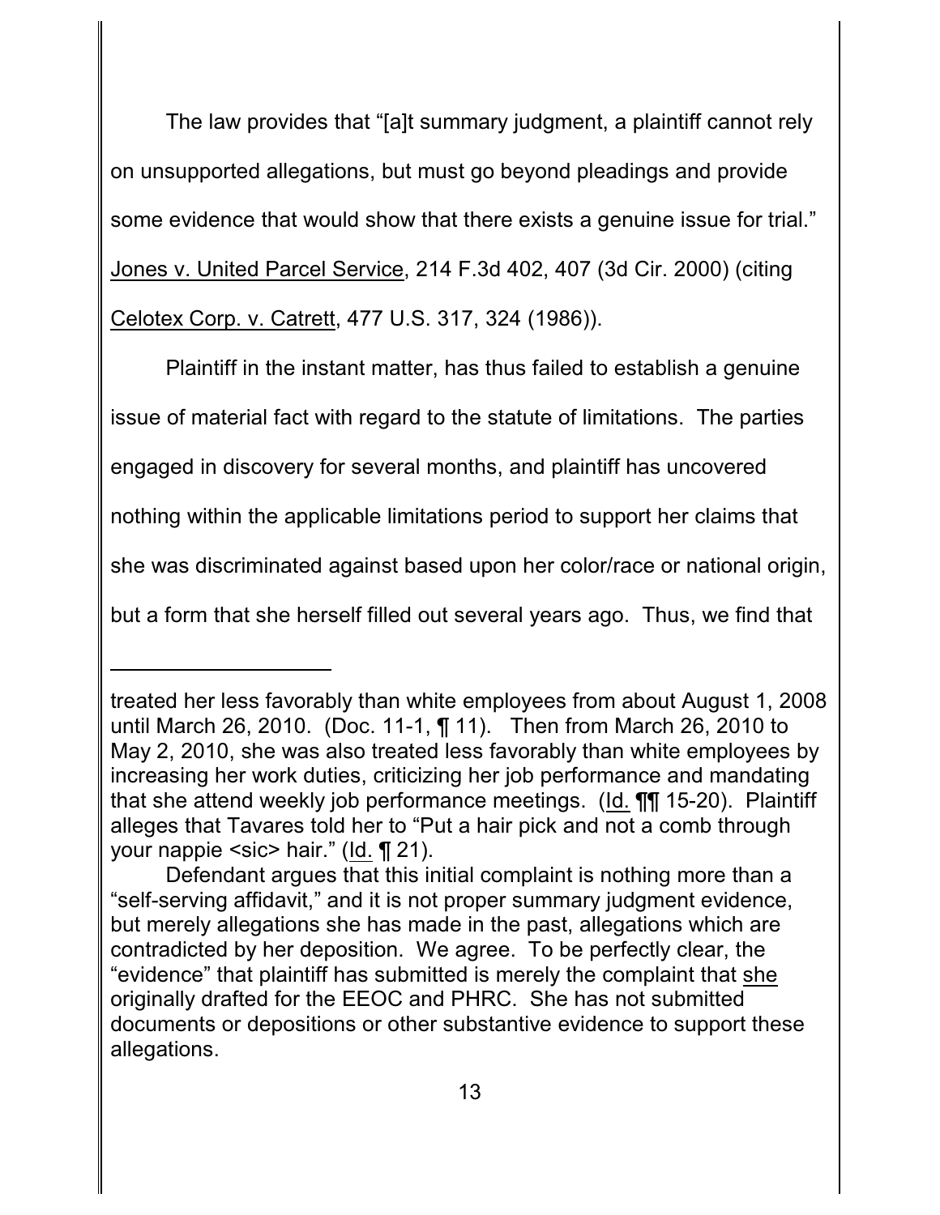The law provides that "[a]t summary judgment, a plaintiff cannot rely on unsupported allegations, but must go beyond pleadings and provide some evidence that would show that there exists a genuine issue for trial." Jones v. United Parcel Service, 214 F.3d 402, 407 (3d Cir. 2000) (citing Celotex Corp. v. Catrett, 477 U.S. 317, 324 (1986)).

Plaintiff in the instant matter, has thus failed to establish a genuine issue of material fact with regard to the statute of limitations. The parties engaged in discovery for several months, and plaintiff has uncovered nothing within the applicable limitations period to support her claims that she was discriminated against based upon her color/race or national origin, but a form that she herself filled out several years ago. Thus, we find that

---

treated her less favorably than white employees from about August 1, 2008 until March 26, 2010. (Doc. 11-1, ¶ 11). Then from March 26, 2010 to May 2, 2010, she was also treated less favorably than white employees by increasing her work duties, criticizing her job performance and mandating that she attend weekly job performance meetings. (Id. ¶¶ 15-20). Plaintiff alleges that Tavares told her to "Put a hair pick and not a comb through your nappie <sic> hair." (Id. ¶ 21).

Defendant argues that this initial complaint is nothing more than a "self-serving affidavit," and it is not proper summary judgment evidence, but merely allegations she has made in the past, allegations which are contradicted by her deposition. We agree. To be perfectly clear, the "evidence" that plaintiff has submitted is merely the complaint that she originally drafted for the EEOC and PHRC. She has not submitted documents or depositions or other substantive evidence to support these allegations.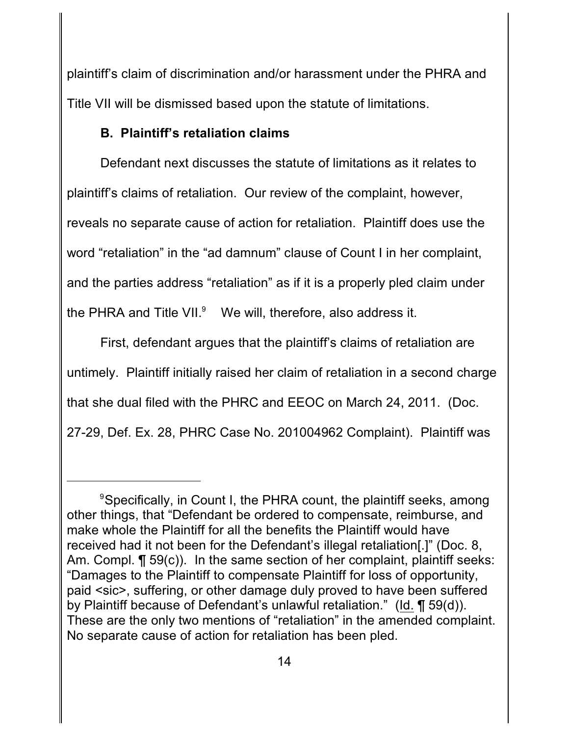plaintiff's claim of discrimination and/or harassment under the PHRA and Title VII will be dismissed based upon the statute of limitations.

### B. Plaintiff's retaliation claims

Defendant next discusses the statute of limitations as it relates to plaintiff's claims of retaliation. Our review of the complaint, however, reveals no separate cause of action for retaliation. Plaintiff does use the word "retaliation" in the "ad damnum" clause of Count I in her complaint, and the parties address "retaliation" as if it is a properly pled claim under the PHRA and Title VII.[9] We will, therefore, also address it.

First, defendant argues that the plaintiff's claims of retaliation are untimely. Plaintiff initially raised her claim of retaliation in a second charge that she dual filed with the PHRC and EEOC on March 24, 2011. (Doc. 27-29, Def. Ex. 28, PHRC Case No. 201004962 Complaint). Plaintiff was

---

[9]Specifically, in Count I, the PHRA count, the plaintiff seeks, among other things, that "Defendant be ordered to compensate, reimburse, and make whole the Plaintiff for all the benefits the Plaintiff would have received had it not been for the Defendant's illegal retaliation[.]" (Doc. 8, Am. Compl. ¶ 59(c)). In the same section of her complaint, plaintiff seeks: "Damages to the Plaintiff to compensate Plaintiff for loss of opportunity, paid <sic>, suffering, or other damage duly proved to have been suffered by Plaintiff because of Defendant's unlawful retaliation." (Id. ¶ 59(d)). These are the only two mentions of "retaliation" in the amended complaint. No separate cause of action for retaliation has been pled.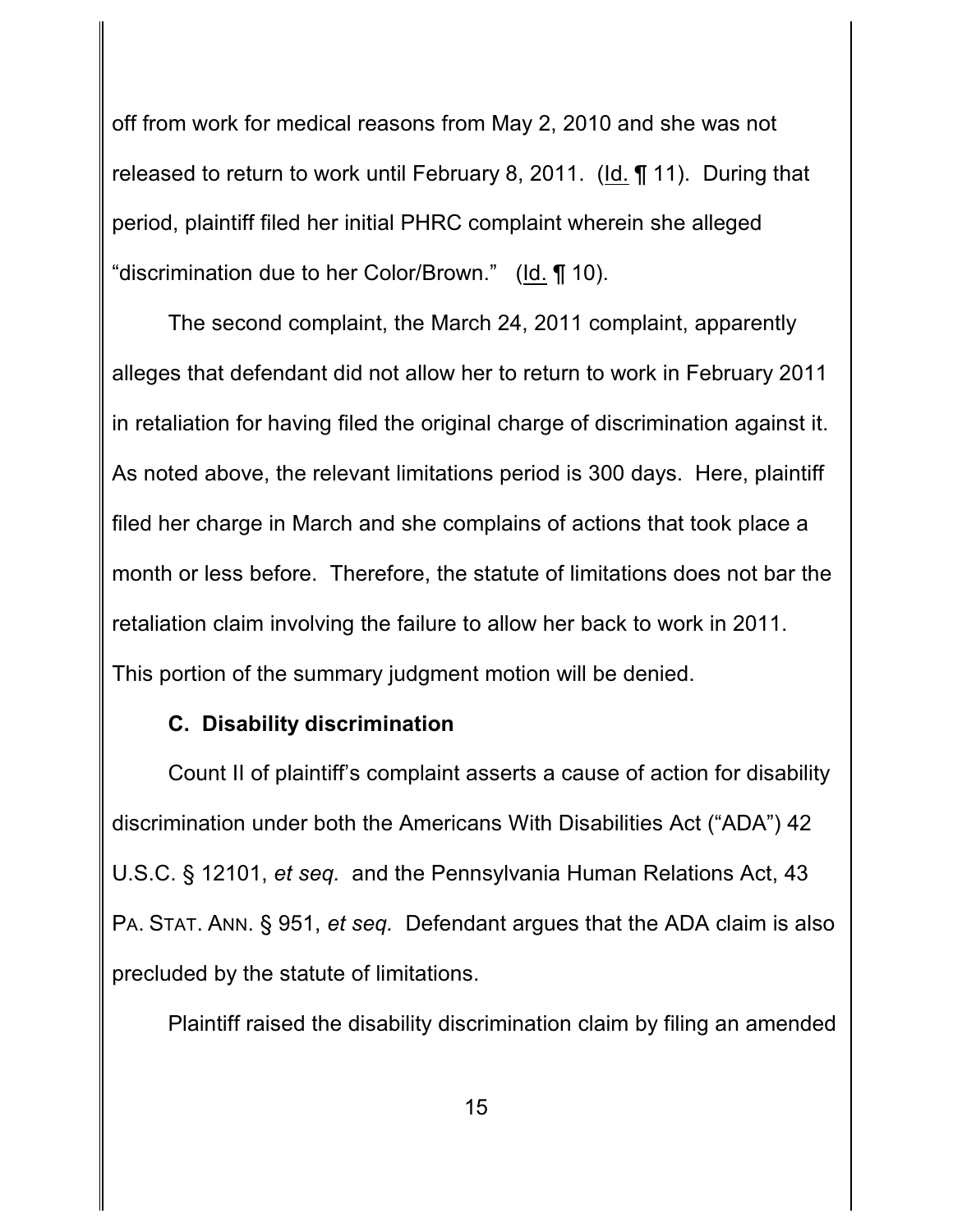off from work for medical reasons from May 2, 2010 and she was not released to return to work until February 8, 2011. (Id. ¶ 11). During that period, plaintiff filed her initial PHRC complaint wherein she alleged "discrimination due to her Color/Brown." (Id. ¶ 10).

The second complaint, the March 24, 2011 complaint, apparently alleges that defendant did not allow her to return to work in February 2011 in retaliation for having filed the original charge of discrimination against it. As noted above, the relevant limitations period is 300 days. Here, plaintiff filed her charge in March and she complains of actions that took place a month or less before. Therefore, the statute of limitations does not bar the retaliation claim involving the failure to allow her back to work in 2011. This portion of the summary judgment motion will be denied.

### C. Disability discrimination

Count II of plaintiff's complaint asserts a cause of action for disability discrimination under both the Americans With Disabilities Act ("ADA") 42 U.S.C. § 12101, *et seq.* and the Pennsylvania Human Relations Act, 43 PA. STAT. ANN. § 951, *et seq.* Defendant argues that the ADA claim is also precluded by the statute of limitations.

Plaintiff raised the disability discrimination claim by filing an amended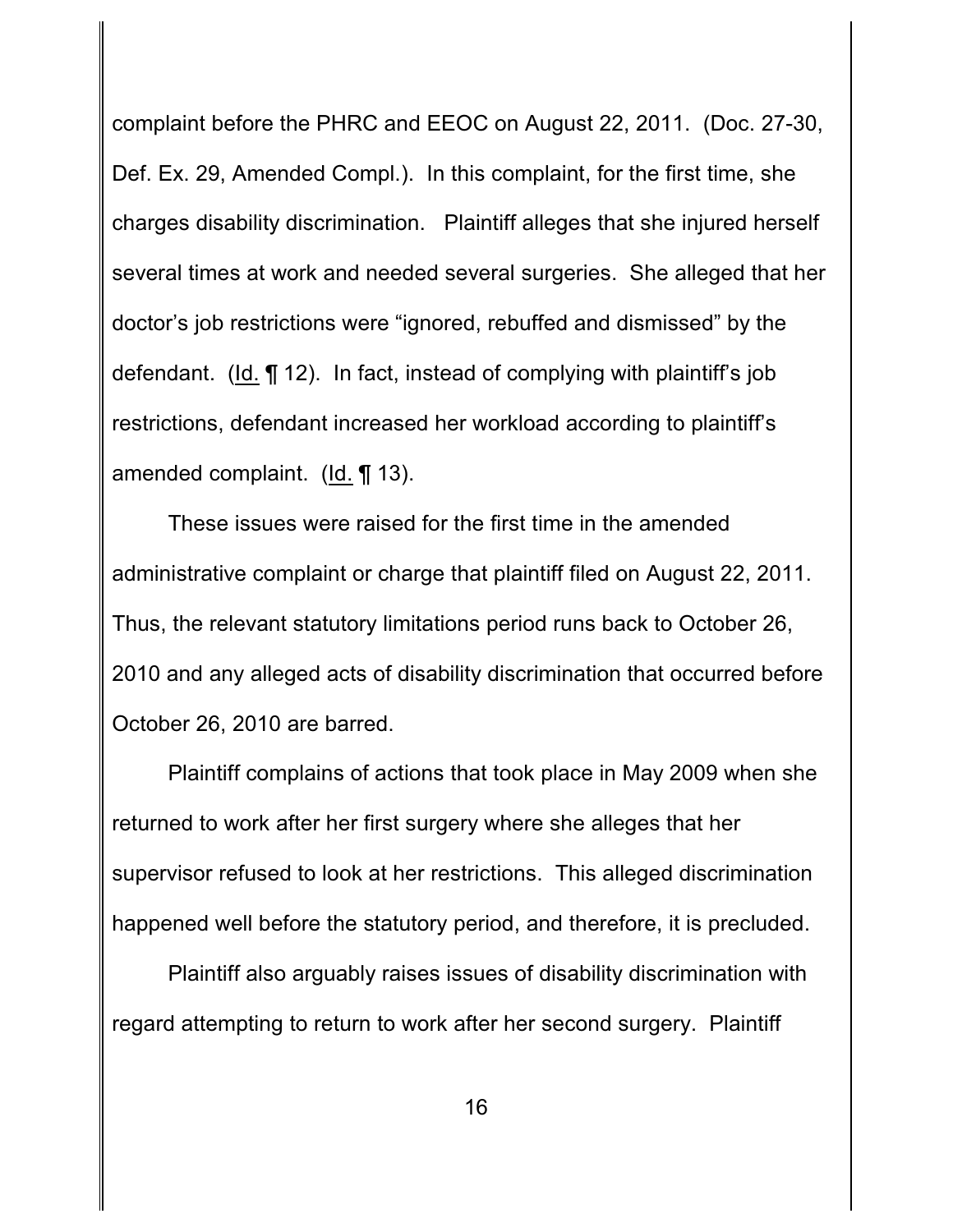complaint before the PHRC and EEOC on August 22, 2011. (Doc. 27-30, Def. Ex. 29, Amended Compl.). In this complaint, for the first time, she charges disability discrimination. Plaintiff alleges that she injured herself several times at work and needed several surgeries. She alleged that her doctor's job restrictions were "ignored, rebuffed and dismissed" by the defendant. (Id. ¶ 12). In fact, instead of complying with plaintiff's job restrictions, defendant increased her workload according to plaintiff's amended complaint. (Id. ¶ 13).

These issues were raised for the first time in the amended administrative complaint or charge that plaintiff filed on August 22, 2011. Thus, the relevant statutory limitations period runs back to October 26, 2010 and any alleged acts of disability discrimination that occurred before October 26, 2010 are barred.

Plaintiff complains of actions that took place in May 2009 when she returned to work after her first surgery where she alleges that her supervisor refused to look at her restrictions. This alleged discrimination happened well before the statutory period, and therefore, it is precluded.

Plaintiff also arguably raises issues of disability discrimination with regard attempting to return to work after her second surgery. Plaintiff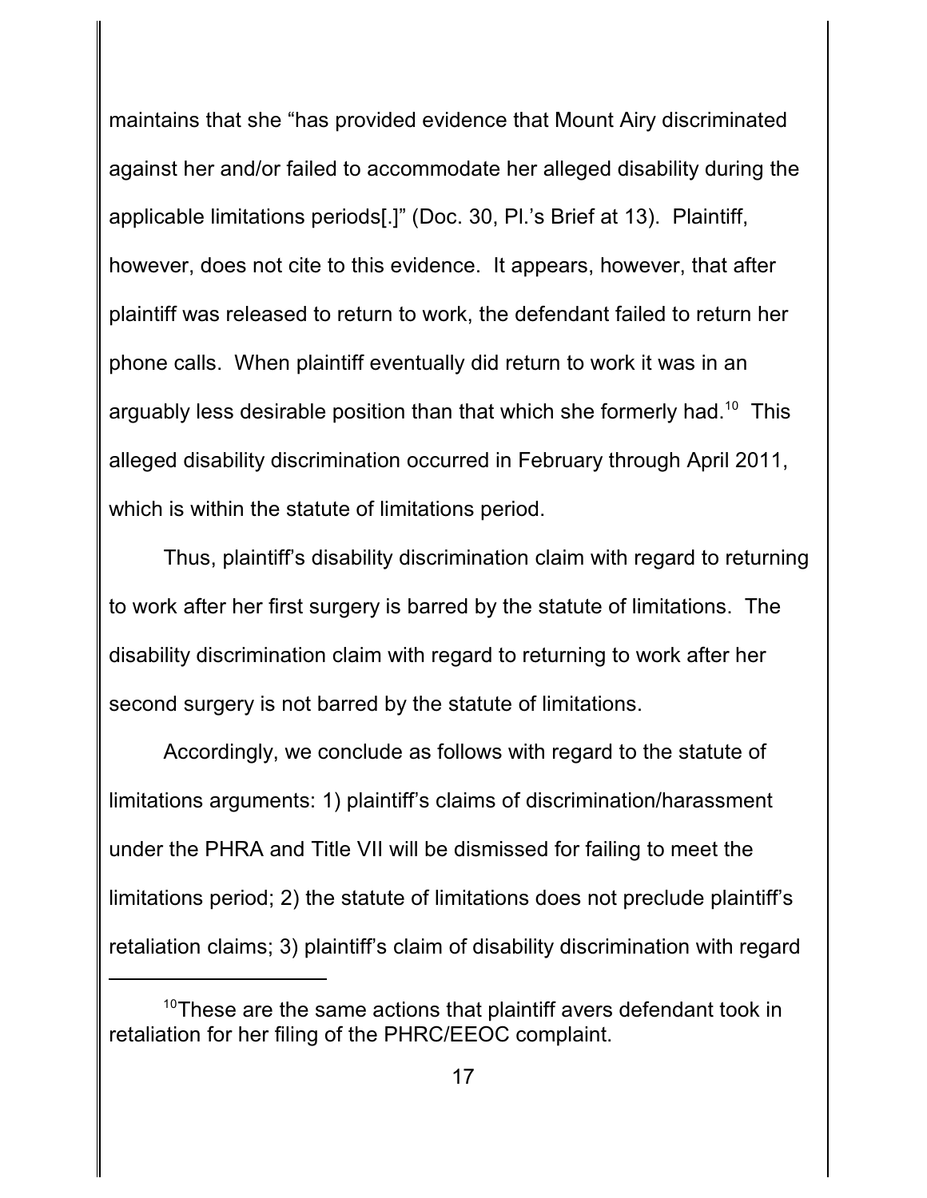maintains that she "has provided evidence that Mount Airy discriminated against her and/or failed to accommodate her alleged disability during the applicable limitations periods[.]" (Doc. 30, Pl.'s Brief at 13). Plaintiff, however, does not cite to this evidence. It appears, however, that after plaintiff was released to return to work, the defendant failed to return her phone calls. When plaintiff eventually did return to work it was in an arguably less desirable position than that which she formerly had.[10] This alleged disability discrimination occurred in February through April 2011, which is within the statute of limitations period.

Thus, plaintiff's disability discrimination claim with regard to returning to work after her first surgery is barred by the statute of limitations. The disability discrimination claim with regard to returning to work after her second surgery is not barred by the statute of limitations.

Accordingly, we conclude as follows with regard to the statute of limitations arguments: 1) plaintiff's claims of discrimination/harassment under the PHRA and Title VII will be dismissed for failing to meet the limitations period; 2) the statute of limitations does not preclude plaintiff's retaliation claims; 3) plaintiff's claim of disability discrimination with regard

[10]These are the same actions that plaintiff avers defendant took in retaliation for her filing of the PHRC/EEOC complaint.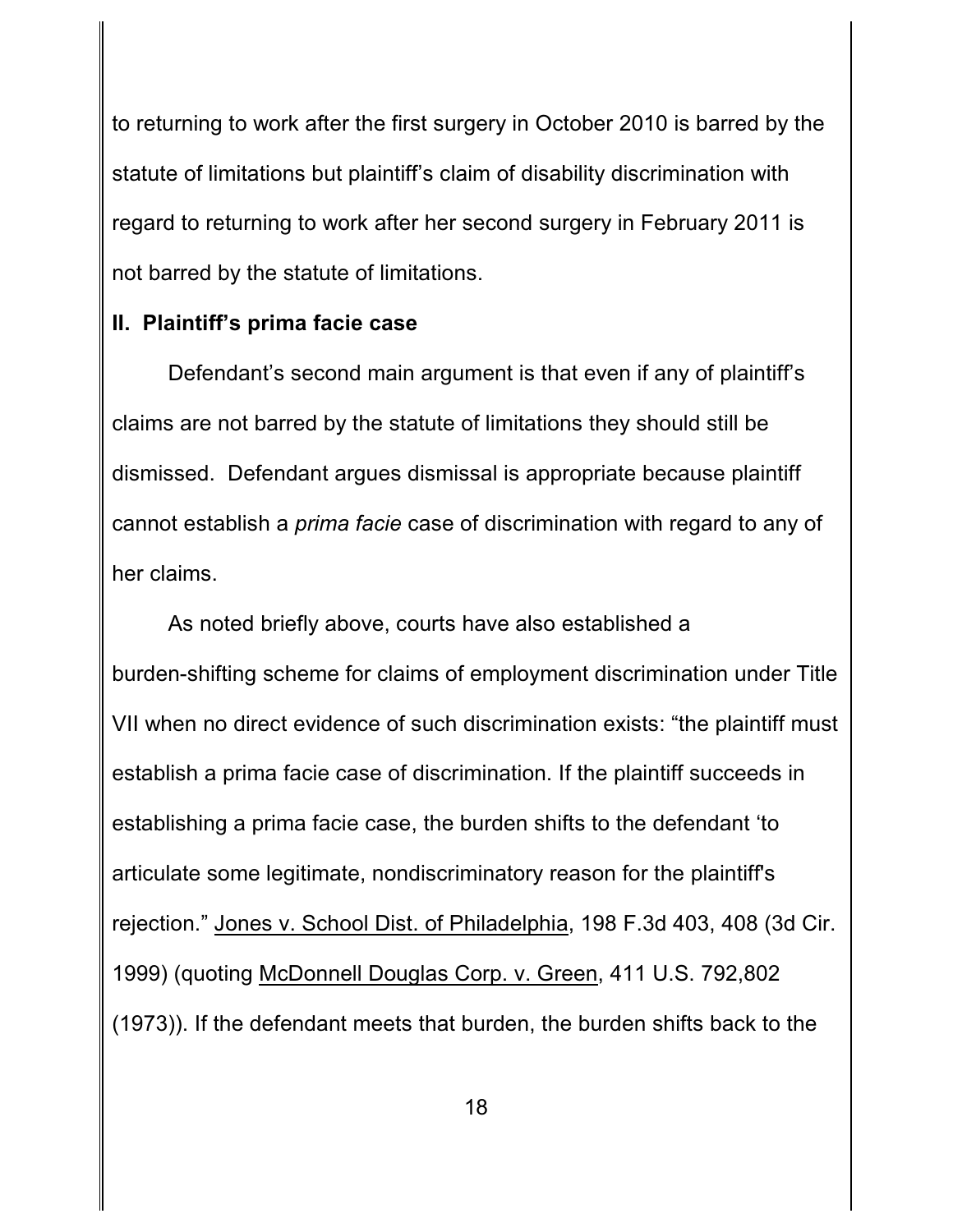to returning to work after the first surgery in October 2010 is barred by the statute of limitations but plaintiff's claim of disability discrimination with regard to returning to work after her second surgery in February 2011 is not barred by the statute of limitations.

## II. Plaintiff's prima facie case

Defendant's second main argument is that even if any of plaintiff's claims are not barred by the statute of limitations they should still be dismissed. Defendant argues dismissal is appropriate because plaintiff cannot establish a *prima facie* case of discrimination with regard to any of her claims.

As noted briefly above, courts have also established a burden-shifting scheme for claims of employment discrimination under Title VII when no direct evidence of such discrimination exists: "the plaintiff must establish a prima facie case of discrimination. If the plaintiff succeeds in establishing a prima facie case, the burden shifts to the defendant 'to articulate some legitimate, nondiscriminatory reason for the plaintiff's rejection." Jones v. School Dist. of Philadelphia, 198 F.3d 403, 408 (3d Cir. 1999) (quoting McDonnell Douglas Corp. v. Green, 411 U.S. 792,802 (1973)). If the defendant meets that burden, the burden shifts back to the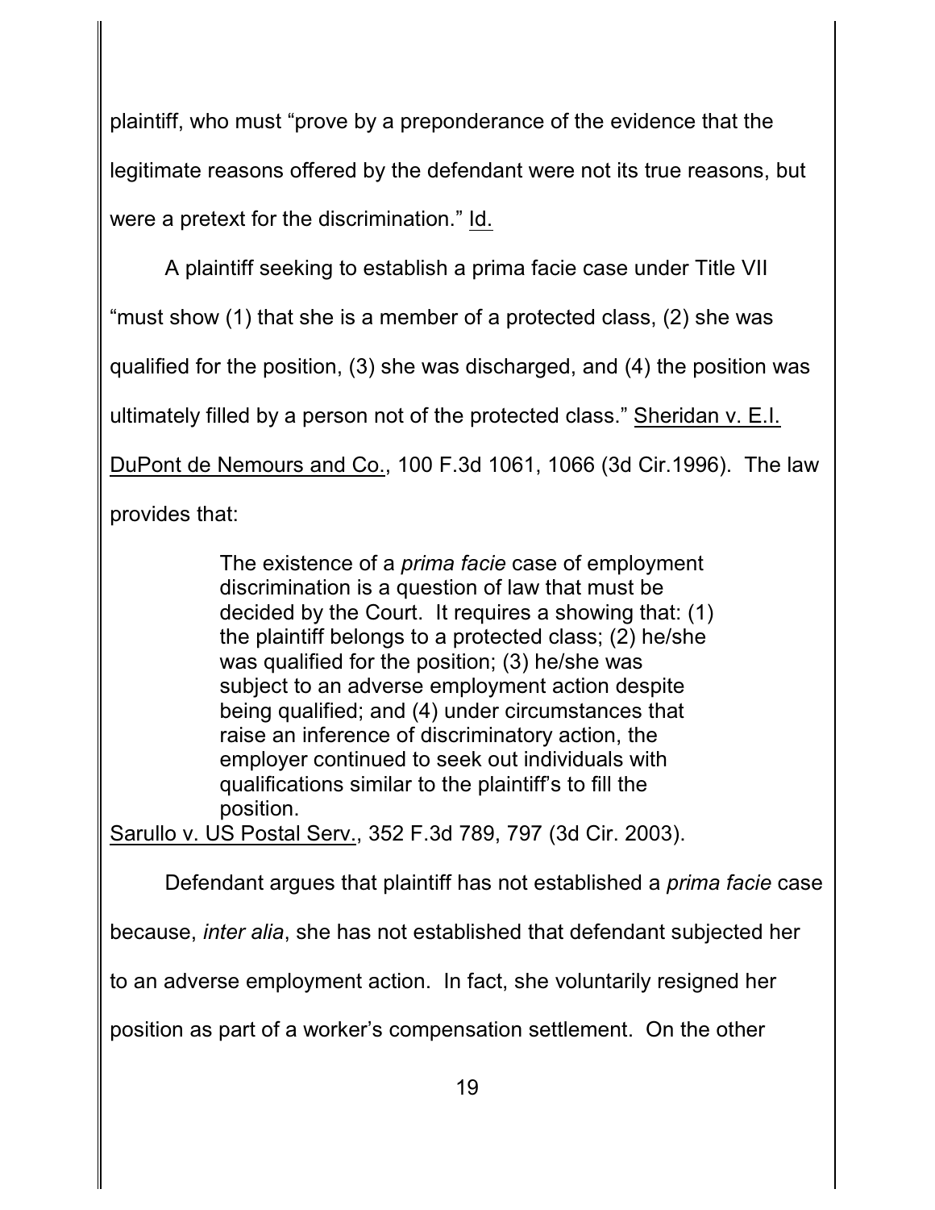plaintiff, who must "prove by a preponderance of the evidence that the legitimate reasons offered by the defendant were not its true reasons, but were a pretext for the discrimination." Id.

A plaintiff seeking to establish a prima facie case under Title VII "must show (1) that she is a member of a protected class, (2) she was qualified for the position, (3) she was discharged, and (4) the position was ultimately filled by a person not of the protected class." Sheridan v. E.I. DuPont de Nemours and Co., 100 F.3d 1061, 1066 (3d Cir.1996). The law provides that:

> The existence of a *prima facie* case of employment discrimination is a question of law that must be decided by the Court. It requires a showing that: (1) the plaintiff belongs to a protected class; (2) he/she was qualified for the position; (3) he/she was subject to an adverse employment action despite being qualified; and (4) under circumstances that raise an inference of discriminatory action, the employer continued to seek out individuals with qualifications similar to the plaintiff's to fill the position.

Sarullo v. US Postal Serv., 352 F.3d 789, 797 (3d Cir. 2003).

Defendant argues that plaintiff has not established a *prima facie* case because, *inter alia*, she has not established that defendant subjected her to an adverse employment action. In fact, she voluntarily resigned her position as part of a worker's compensation settlement. On the other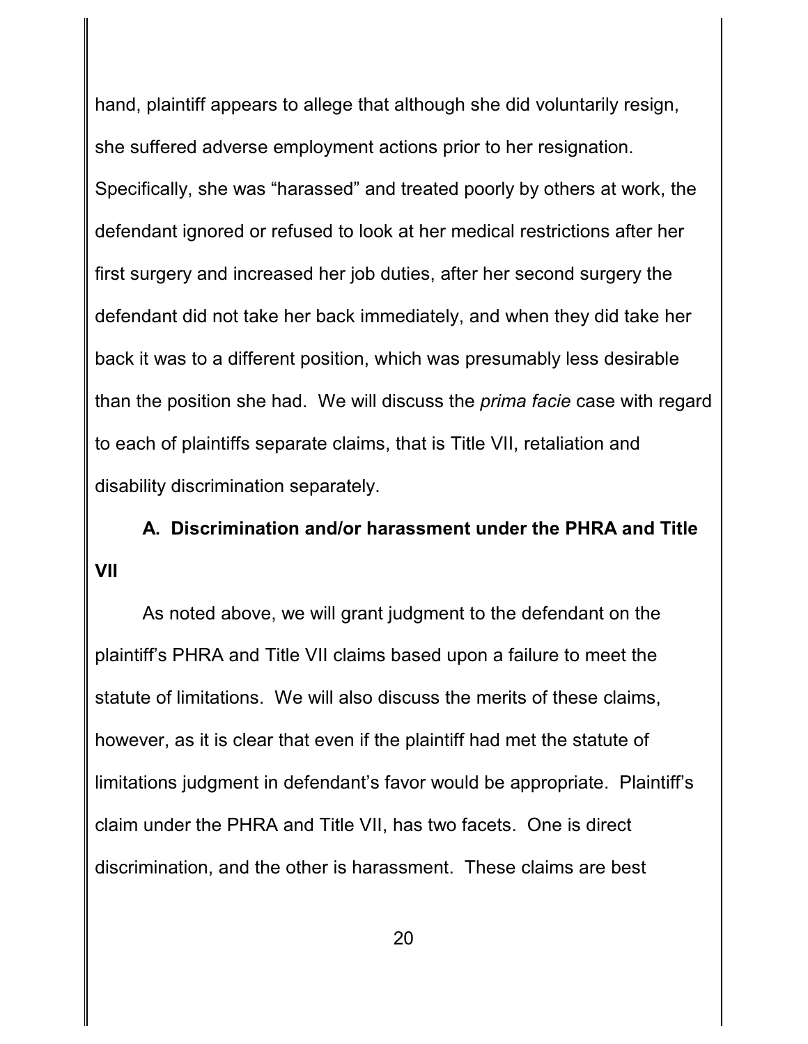hand, plaintiff appears to allege that although she did voluntarily resign, she suffered adverse employment actions prior to her resignation. Specifically, she was "harassed" and treated poorly by others at work, the defendant ignored or refused to look at her medical restrictions after her first surgery and increased her job duties, after her second surgery the defendant did not take her back immediately, and when they did take her back it was to a different position, which was presumably less desirable than the position she had. We will discuss the *prima facie* case with regard to each of plaintiffs separate claims, that is Title VII, retaliation and disability discrimination separately.

### A. Discrimination and/or harassment under the PHRA and Title VII

As noted above, we will grant judgment to the defendant on the plaintiff's PHRA and Title VII claims based upon a failure to meet the statute of limitations. We will also discuss the merits of these claims, however, as it is clear that even if the plaintiff had met the statute of limitations judgment in defendant's favor would be appropriate. Plaintiff's claim under the PHRA and Title VII, has two facets. One is direct discrimination, and the other is harassment. These claims are best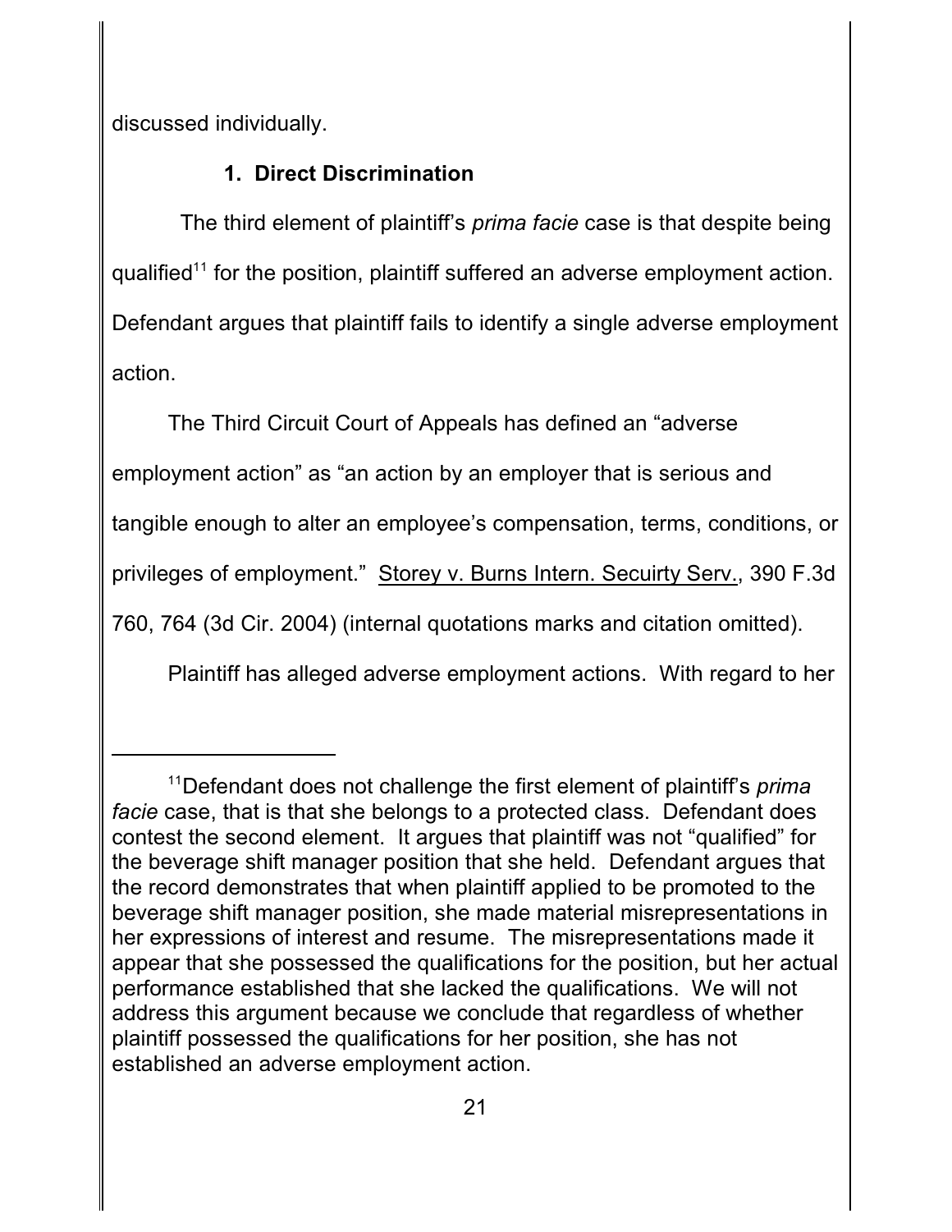discussed individually.

### 1. Direct Discrimination

The third element of plaintiff's *prima facie* case is that despite being qualified[11] for the position, plaintiff suffered an adverse employment action. Defendant argues that plaintiff fails to identify a single adverse employment action.

The Third Circuit Court of Appeals has defined an "adverse employment action" as "an action by an employer that is serious and tangible enough to alter an employee's compensation, terms, conditions, or privileges of employment." Storey v. Burns Intern. Secuirty Serv., 390 F.3d 760, 764 (3d Cir. 2004) (internal quotations marks and citation omitted).

Plaintiff has alleged adverse employment actions. With regard to her

---

[11] Defendant does not challenge the first element of plaintiff's *prima facie* case, that is that she belongs to a protected class. Defendant does contest the second element. It argues that plaintiff was not "qualified" for the beverage shift manager position that she held. Defendant argues that the record demonstrates that when plaintiff applied to be promoted to the beverage shift manager position, she made material misrepresentations in her expressions of interest and resume. The misrepresentations made it appear that she possessed the qualifications for the position, but her actual performance established that she lacked the qualifications. We will not address this argument because we conclude that regardless of whether plaintiff possessed the qualifications for her position, she has not established an adverse employment action.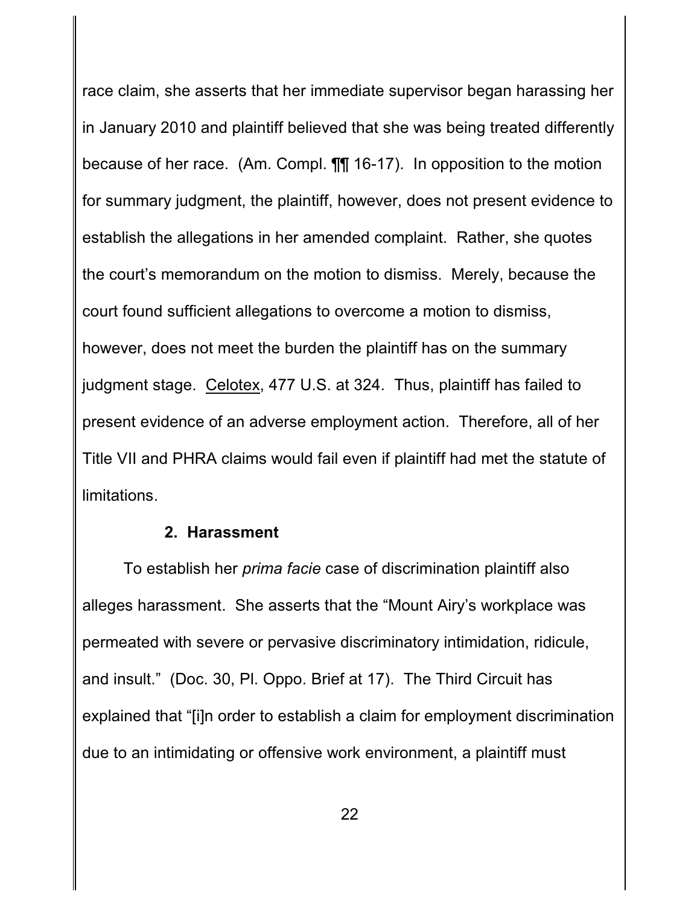race claim, she asserts that her immediate supervisor began harassing her in January 2010 and plaintiff believed that she was being treated differently because of her race. (Am. Compl. ¶¶ 16-17). In opposition to the motion for summary judgment, the plaintiff, however, does not present evidence to establish the allegations in her amended complaint. Rather, she quotes the court's memorandum on the motion to dismiss. Merely, because the court found sufficient allegations to overcome a motion to dismiss, however, does not meet the burden the plaintiff has on the summary judgment stage. Celotex, 477 U.S. at 324. Thus, plaintiff has failed to present evidence of an adverse employment action. Therefore, all of her Title VII and PHRA claims would fail even if plaintiff had met the statute of limitations.

**2. Harassment**

To establish her *prima facie* case of discrimination plaintiff also alleges harassment. She asserts that the "Mount Airy's workplace was permeated with severe or pervasive discriminatory intimidation, ridicule, and insult." (Doc. 30, Pl. Oppo. Brief at 17). The Third Circuit has explained that "[i]n order to establish a claim for employment discrimination due to an intimidating or offensive work environment, a plaintiff must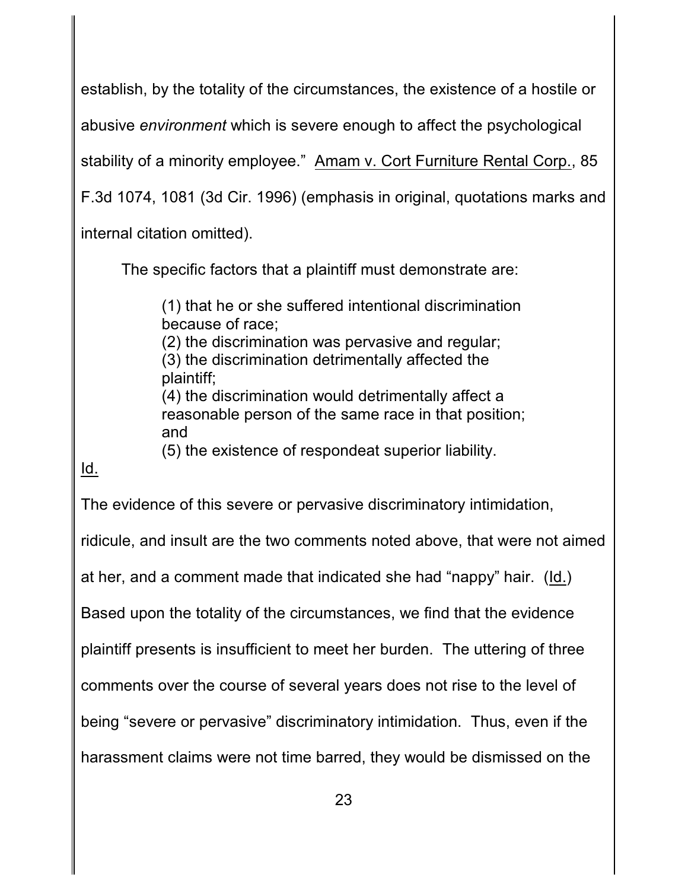establish, by the totality of the circumstances, the existence of a hostile or abusive *environment* which is severe enough to affect the psychological stability of a minority employee." Amam v. Cort Furniture Rental Corp., 85 F.3d 1074, 1081 (3d Cir. 1996) (emphasis in original, quotations marks and internal citation omitted).

The specific factors that a plaintiff must demonstrate are:

> (1) that he or she suffered intentional discrimination because of race;
> (2) the discrimination was pervasive and regular;
> (3) the discrimination detrimentally affected the plaintiff;
> (4) the discrimination would detrimentally affect a reasonable person of the same race in that position; and
> (5) the existence of respondeat superior liability.

Id.

The evidence of this severe or pervasive discriminatory intimidation, ridicule, and insult are the two comments noted above, that were not aimed at her, and a comment made that indicated she had "nappy" hair. (Id.) Based upon the totality of the circumstances, we find that the evidence plaintiff presents is insufficient to meet her burden. The uttering of three comments over the course of several years does not rise to the level of being "severe or pervasive" discriminatory intimidation. Thus, even if the harassment claims were not time barred, they would be dismissed on the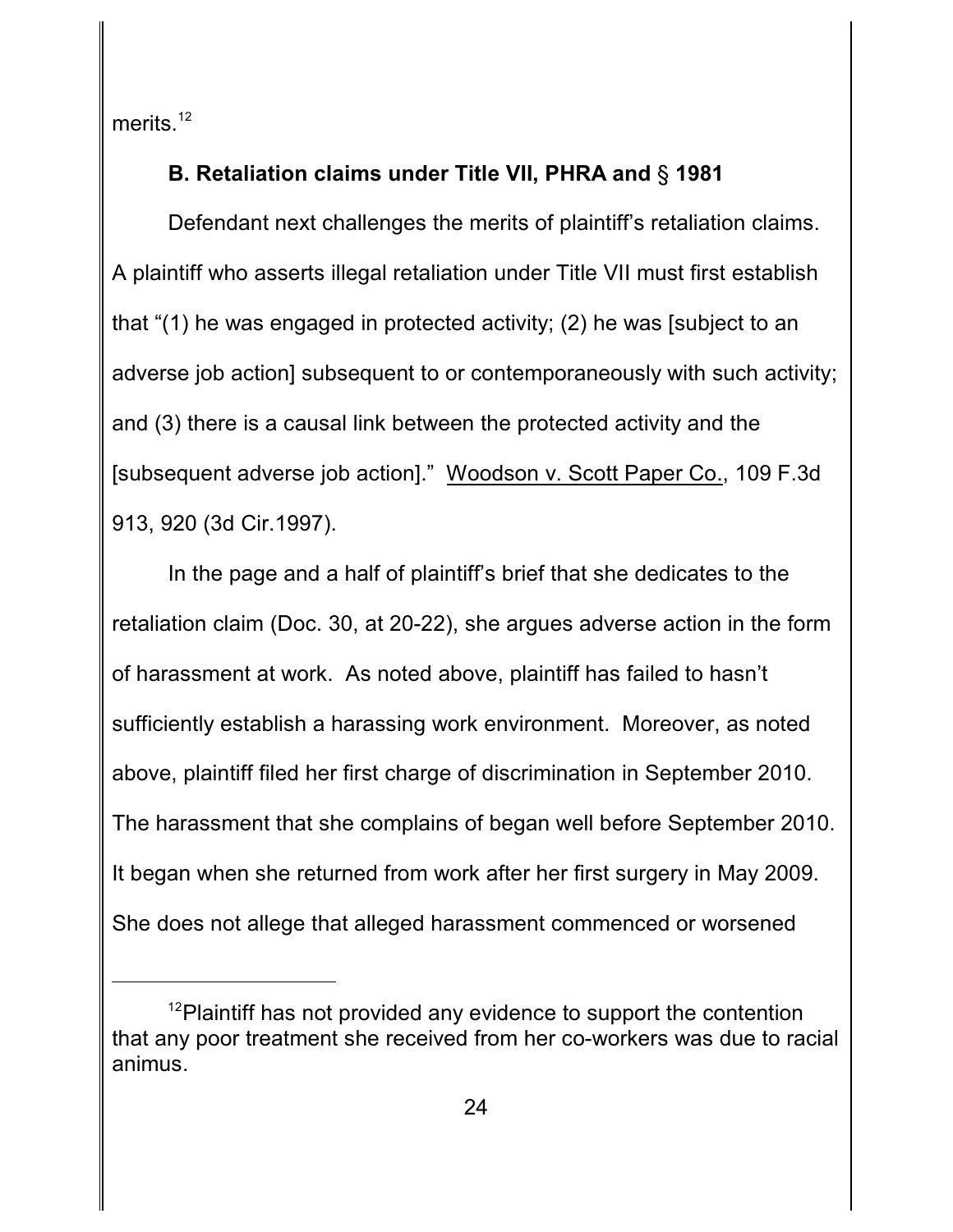merits.[12]

**B. Retaliation claims under Title VII, PHRA and § 1981**

Defendant next challenges the merits of plaintiff's retaliation claims. A plaintiff who asserts illegal retaliation under Title VII must first establish that "(1) he was engaged in protected activity; (2) he was [subject to an adverse job action] subsequent to or contemporaneously with such activity; and (3) there is a causal link between the protected activity and the [subsequent adverse job action]." Woodson v. Scott Paper Co., 109 F.3d 913, 920 (3d Cir.1997).

In the page and a half of plaintiff's brief that she dedicates to the retaliation claim (Doc. 30, at 20-22), she argues adverse action in the form of harassment at work. As noted above, plaintiff has failed to hasn't sufficiently establish a harassing work environment. Moreover, as noted above, plaintiff filed her first charge of discrimination in September 2010. The harassment that she complains of began well before September 2010. It began when she returned from work after her first surgery in May 2009. She does not allege that alleged harassment commenced or worsened

---

[12] Plaintiff has not provided any evidence to support the contention that any poor treatment she received from her co-workers was due to racial animus.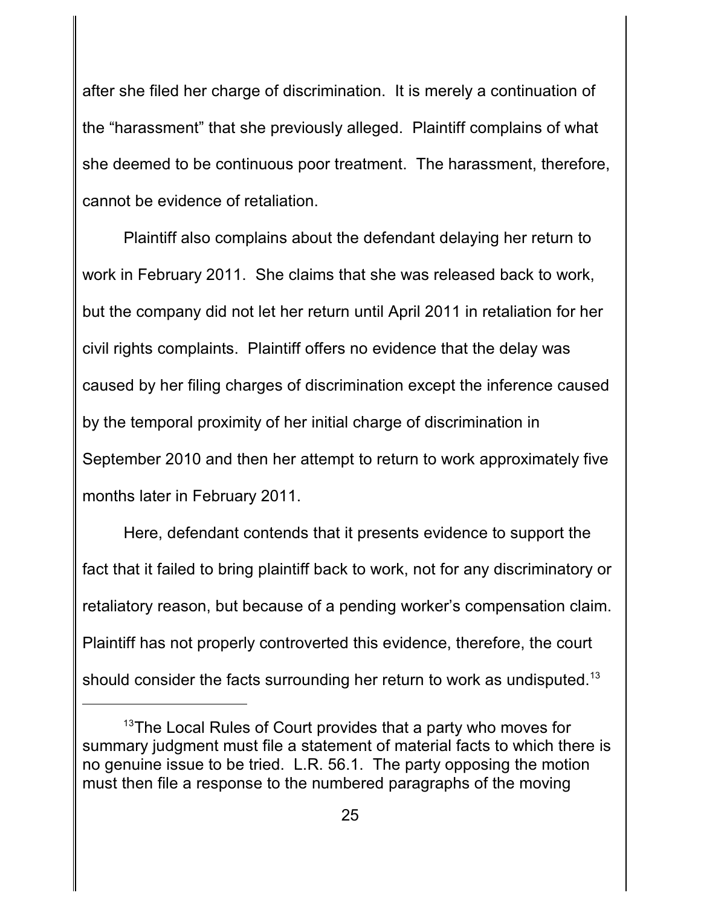after she filed her charge of discrimination. It is merely a continuation of the "harassment" that she previously alleged. Plaintiff complains of what she deemed to be continuous poor treatment. The harassment, therefore, cannot be evidence of retaliation.

Plaintiff also complains about the defendant delaying her return to work in February 2011. She claims that she was released back to work, but the company did not let her return until April 2011 in retaliation for her civil rights complaints. Plaintiff offers no evidence that the delay was caused by her filing charges of discrimination except the inference caused by the temporal proximity of her initial charge of discrimination in September 2010 and then her attempt to return to work approximately five months later in February 2011.

Here, defendant contends that it presents evidence to support the fact that it failed to bring plaintiff back to work, not for any discriminatory or retaliatory reason, but because of a pending worker's compensation claim. Plaintiff has not properly controverted this evidence, therefore, the court should consider the facts surrounding her return to work as undisputed.[13]

---

[13]The Local Rules of Court provides that a party who moves for summary judgment must file a statement of material facts to which there is no genuine issue to be tried. L.R. 56.1. The party opposing the motion must then file a response to the numbered paragraphs of the moving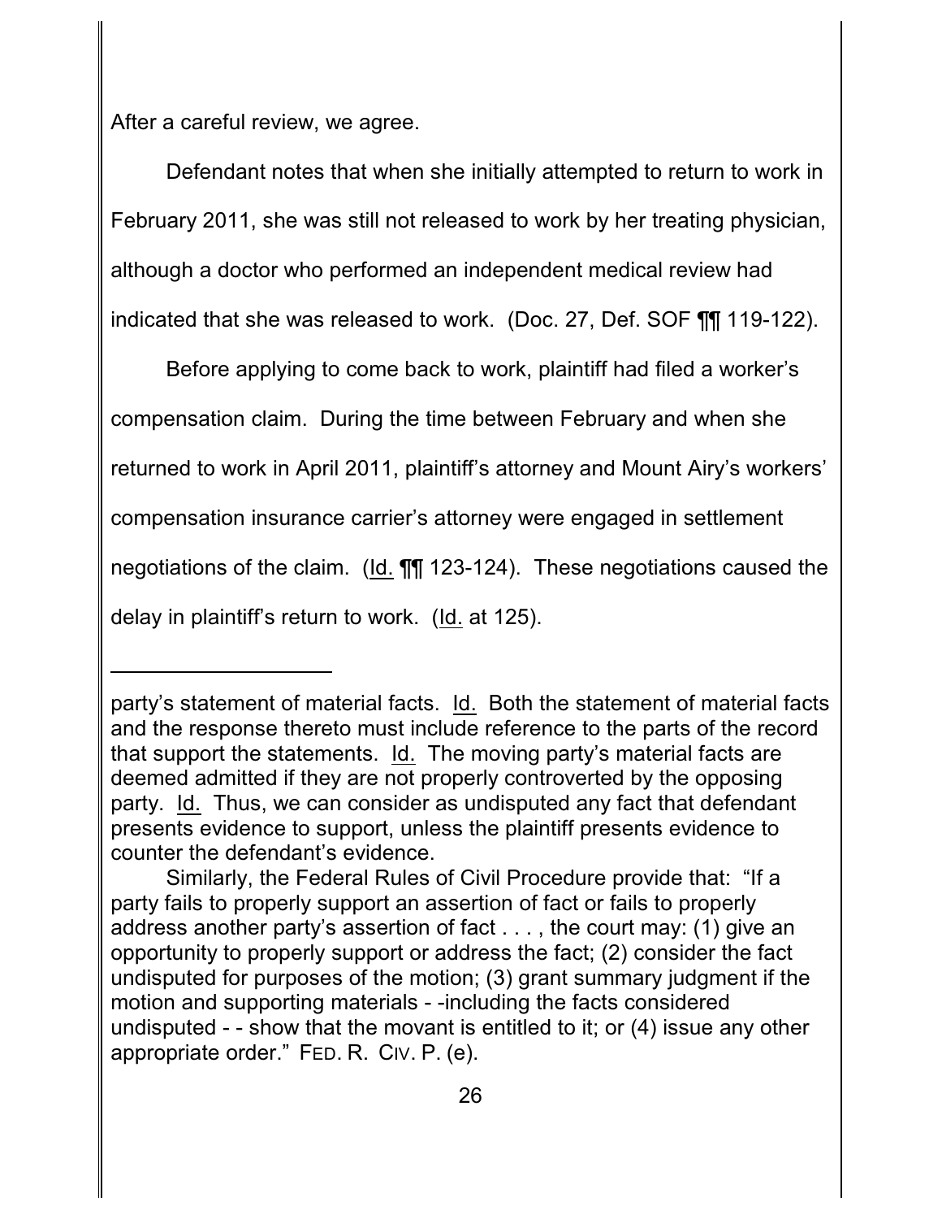After a careful review, we agree.

Defendant notes that when she initially attempted to return to work in February 2011, she was still not released to work by her treating physician, although a doctor who performed an independent medical review had indicated that she was released to work. (Doc. 27, Def. SOF ¶¶ 119-122).

Before applying to come back to work, plaintiff had filed a worker's compensation claim. During the time between February and when she returned to work in April 2011, plaintiff's attorney and Mount Airy's workers' compensation insurance carrier's attorney were engaged in settlement negotiations of the claim. (Id. ¶¶ 123-124). These negotiations caused the delay in plaintiff's return to work. (Id. at 125).

---

party's statement of material facts. Id. Both the statement of material facts and the response thereto must include reference to the parts of the record that support the statements. Id. The moving party's material facts are deemed admitted if they are not properly controverted by the opposing party. Id. Thus, we can consider as undisputed any fact that defendant presents evidence to support, unless the plaintiff presents evidence to counter the defendant's evidence.

Similarly, the Federal Rules of Civil Procedure provide that: "If a party fails to properly support an assertion of fact or fails to properly address another party's assertion of fact . . . , the court may: (1) give an opportunity to properly support or address the fact; (2) consider the fact undisputed for purposes of the motion; (3) grant summary judgment if the motion and supporting materials - -including the facts considered undisputed - - show that the movant is entitled to it; or (4) issue any other appropriate order." FED. R. CIV. P. (e).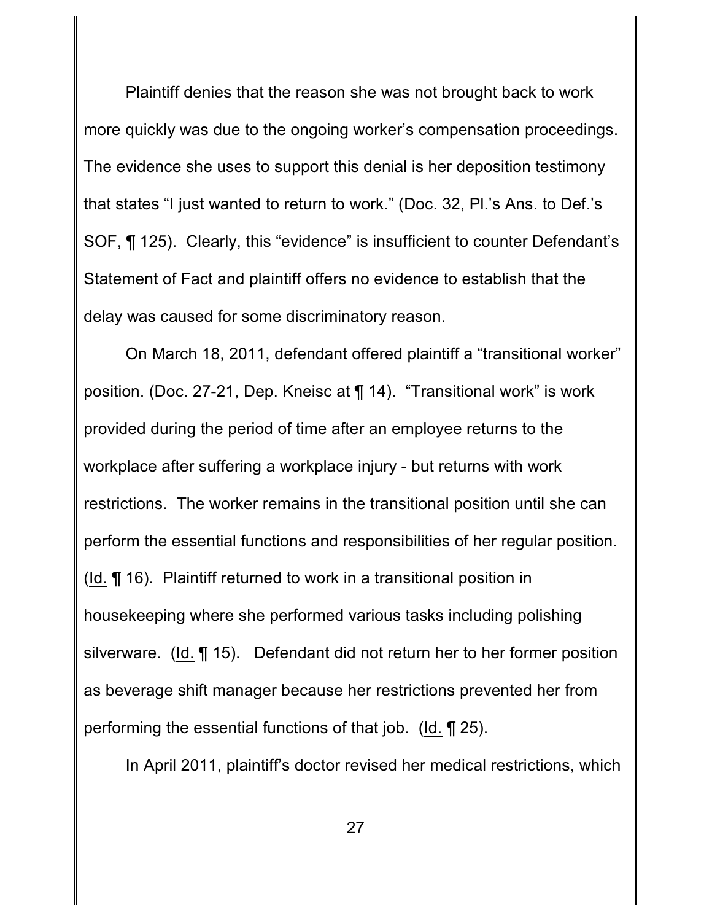Plaintiff denies that the reason she was not brought back to work more quickly was due to the ongoing worker's compensation proceedings. The evidence she uses to support this denial is her deposition testimony that states "I just wanted to return to work." (Doc. 32, Pl.'s Ans. to Def.'s SOF, ¶ 125). Clearly, this "evidence" is insufficient to counter Defendant's Statement of Fact and plaintiff offers no evidence to establish that the delay was caused for some discriminatory reason.

On March 18, 2011, defendant offered plaintiff a "transitional worker" position. (Doc. 27-21, Dep. Kneisc at ¶ 14). "Transitional work" is work provided during the period of time after an employee returns to the workplace after suffering a workplace injury - but returns with work restrictions. The worker remains in the transitional position until she can perform the essential functions and responsibilities of her regular position. (Id. ¶ 16). Plaintiff returned to work in a transitional position in housekeeping where she performed various tasks including polishing silverware. (Id. ¶ 15). Defendant did not return her to her former position as beverage shift manager because her restrictions prevented her from performing the essential functions of that job. (Id. ¶ 25).

In April 2011, plaintiff's doctor revised her medical restrictions, which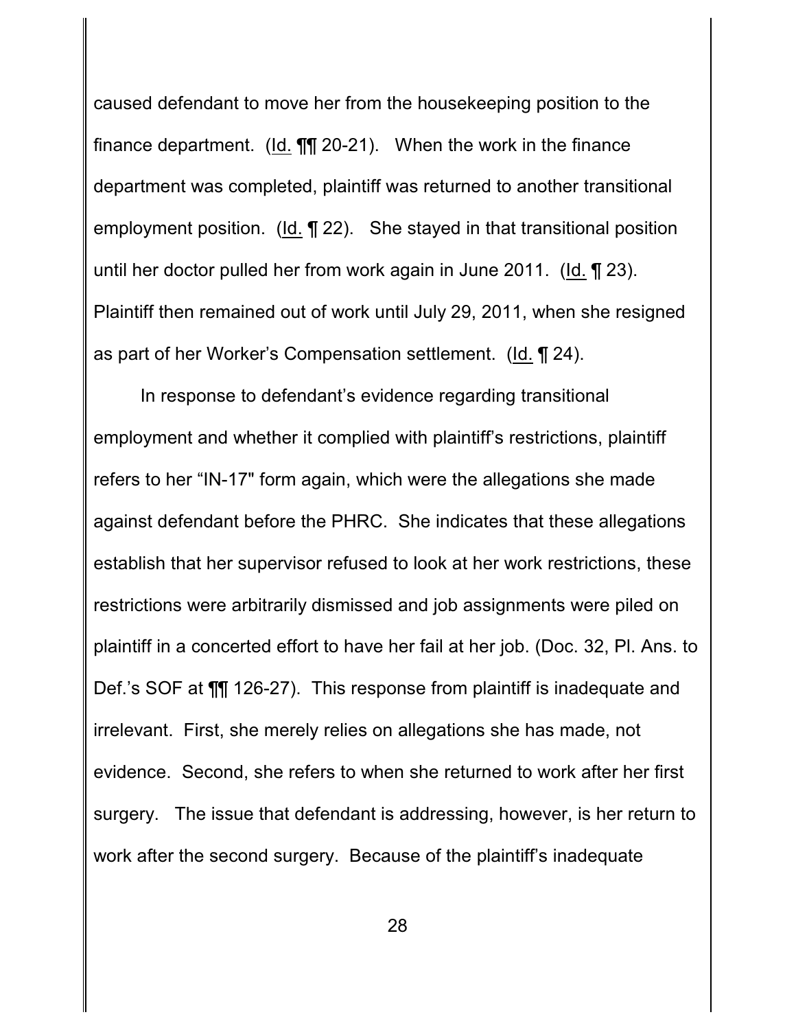caused defendant to move her from the housekeeping position to the finance department. (Id. ¶¶ 20-21). When the work in the finance department was completed, plaintiff was returned to another transitional employment position. (Id. ¶ 22). She stayed in that transitional position until her doctor pulled her from work again in June 2011. (Id. ¶ 23). Plaintiff then remained out of work until July 29, 2011, when she resigned as part of her Worker's Compensation settlement. (Id. ¶ 24).

In response to defendant's evidence regarding transitional employment and whether it complied with plaintiff's restrictions, plaintiff refers to her "IN-17" form again, which were the allegations she made against defendant before the PHRC. She indicates that these allegations establish that her supervisor refused to look at her work restrictions, these restrictions were arbitrarily dismissed and job assignments were piled on plaintiff in a concerted effort to have her fail at her job. (Doc. 32, Pl. Ans. to Def.'s SOF at ¶¶ 126-27). This response from plaintiff is inadequate and irrelevant. First, she merely relies on allegations she has made, not evidence. Second, she refers to when she returned to work after her first surgery. The issue that defendant is addressing, however, is her return to work after the second surgery. Because of the plaintiff's inadequate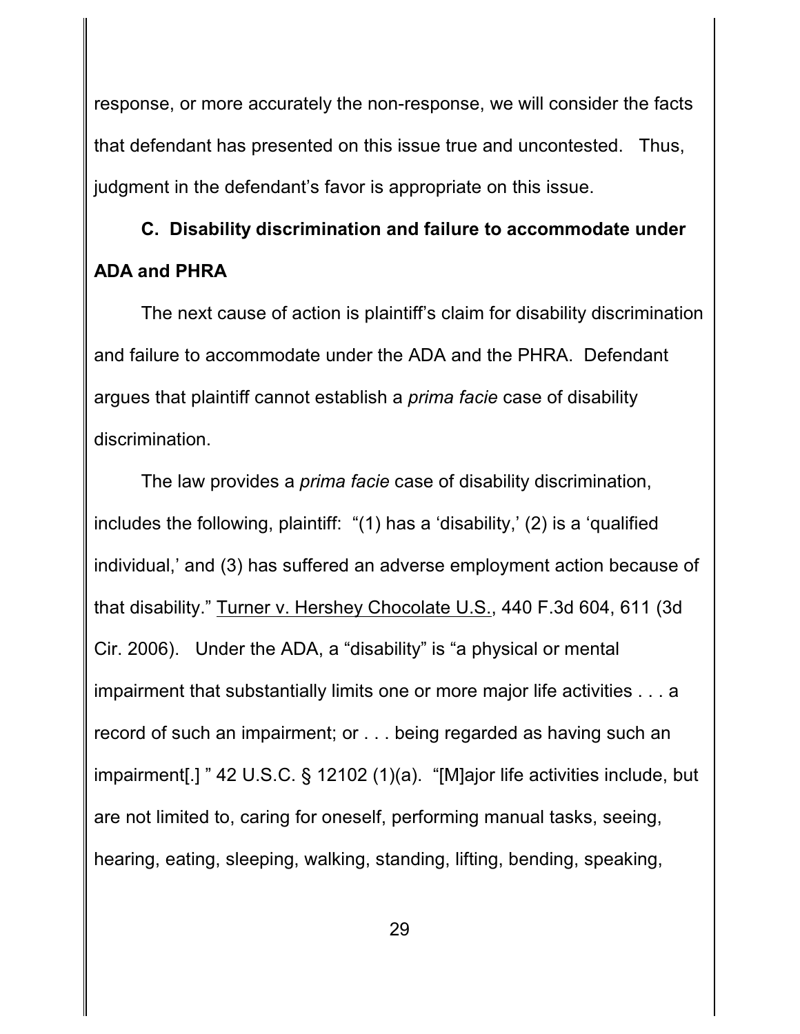response, or more accurately the non-response, we will consider the facts that defendant has presented on this issue true and uncontested. Thus, judgment in the defendant's favor is appropriate on this issue.

**C. Disability discrimination and failure to accommodate under ADA and PHRA**

The next cause of action is plaintiff's claim for disability discrimination and failure to accommodate under the ADA and the PHRA. Defendant argues that plaintiff cannot establish a *prima facie* case of disability discrimination.

The law provides a *prima facie* case of disability discrimination, includes the following, plaintiff: "(1) has a 'disability,' (2) is a 'qualified individual,' and (3) has suffered an adverse employment action because of that disability." Turner v. Hershey Chocolate U.S., 440 F.3d 604, 611 (3d Cir. 2006). Under the ADA, a "disability" is "a physical or mental impairment that substantially limits one or more major life activities . . . a record of such an impairment; or . . . being regarded as having such an impairment[.] " 42 U.S.C. § 12102 (1)(a). "[M]ajor life activities include, but are not limited to, caring for oneself, performing manual tasks, seeing, hearing, eating, sleeping, walking, standing, lifting, bending, speaking,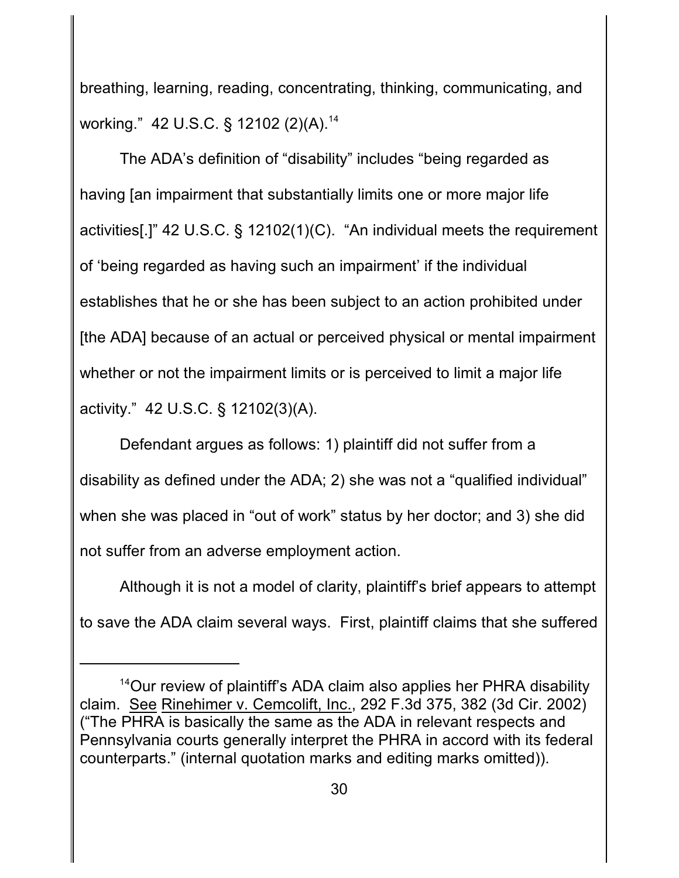breathing, learning, reading, concentrating, thinking, communicating, and working." 42 U.S.C. § 12102 (2)(A).[14]

The ADA's definition of "disability" includes "being regarded as having [an impairment that substantially limits one or more major life activities[.]" 42 U.S.C. § 12102(1)(C). "An individual meets the requirement of 'being regarded as having such an impairment' if the individual establishes that he or she has been subject to an action prohibited under [the ADA] because of an actual or perceived physical or mental impairment whether or not the impairment limits or is perceived to limit a major life activity." 42 U.S.C. § 12102(3)(A).

Defendant argues as follows: 1) plaintiff did not suffer from a disability as defined under the ADA; 2) she was not a "qualified individual" when she was placed in "out of work" status by her doctor; and 3) she did not suffer from an adverse employment action.

Although it is not a model of clarity, plaintiff's brief appears to attempt to save the ADA claim several ways. First, plaintiff claims that she suffered

---

[14]Our review of plaintiff's ADA claim also applies her PHRA disability claim. See Rinehimer v. Cemcolift, Inc., 292 F.3d 375, 382 (3d Cir. 2002) ("The PHRA is basically the same as the ADA in relevant respects and Pennsylvania courts generally interpret the PHRA in accord with its federal counterparts." (internal quotation marks and editing marks omitted)).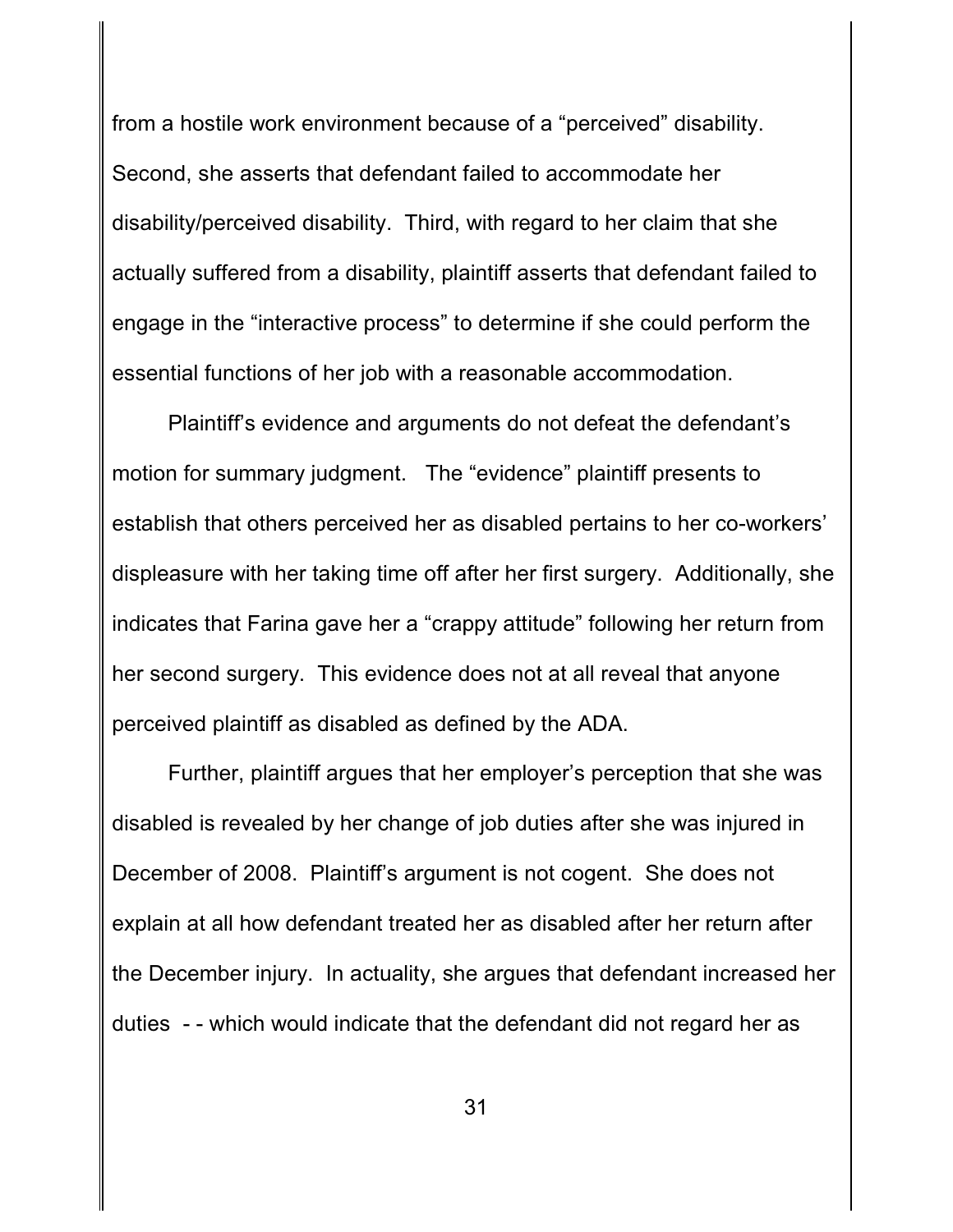from a hostile work environment because of a "perceived" disability. Second, she asserts that defendant failed to accommodate her disability/perceived disability. Third, with regard to her claim that she actually suffered from a disability, plaintiff asserts that defendant failed to engage in the "interactive process" to determine if she could perform the essential functions of her job with a reasonable accommodation.

Plaintiff's evidence and arguments do not defeat the defendant's motion for summary judgment. The "evidence" plaintiff presents to establish that others perceived her as disabled pertains to her co-workers' displeasure with her taking time off after her first surgery. Additionally, she indicates that Farina gave her a "crappy attitude" following her return from her second surgery. This evidence does not at all reveal that anyone perceived plaintiff as disabled as defined by the ADA.

Further, plaintiff argues that her employer's perception that she was disabled is revealed by her change of job duties after she was injured in December of 2008. Plaintiff's argument is not cogent. She does not explain at all how defendant treated her as disabled after her return after the December injury. In actuality, she argues that defendant increased her duties - - which would indicate that the defendant did not regard her as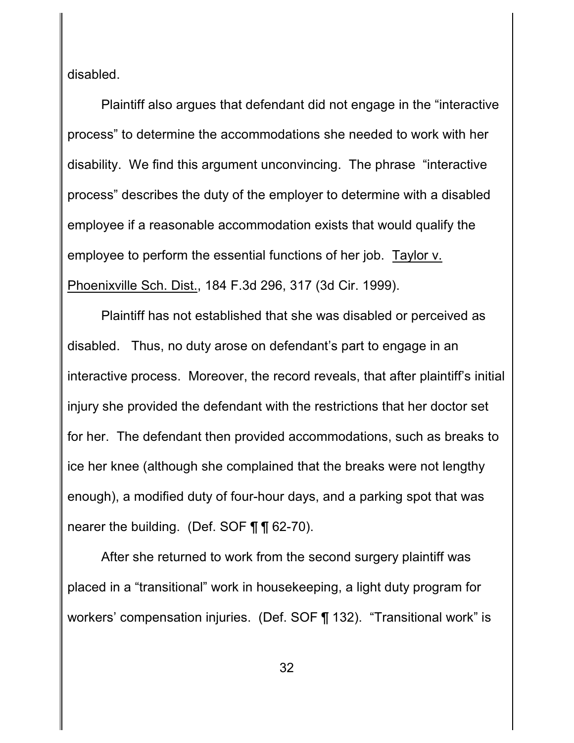disabled.

Plaintiff also argues that defendant did not engage in the "interactive process" to determine the accommodations she needed to work with her disability. We find this argument unconvincing. The phrase "interactive process" describes the duty of the employer to determine with a disabled employee if a reasonable accommodation exists that would qualify the employee to perform the essential functions of her job. Taylor v. Phoenixville Sch. Dist., 184 F.3d 296, 317 (3d Cir. 1999).

Plaintiff has not established that she was disabled or perceived as disabled. Thus, no duty arose on defendant's part to engage in an interactive process. Moreover, the record reveals, that after plaintiff's initial injury she provided the defendant with the restrictions that her doctor set for her. The defendant then provided accommodations, such as breaks to ice her knee (although she complained that the breaks were not lengthy enough), a modified duty of four-hour days, and a parking spot that was nearer the building. (Def. SOF ¶ ¶ 62-70).

After she returned to work from the second surgery plaintiff was placed in a "transitional" work in housekeeping, a light duty program for workers' compensation injuries. (Def. SOF ¶ 132). "Transitional work" is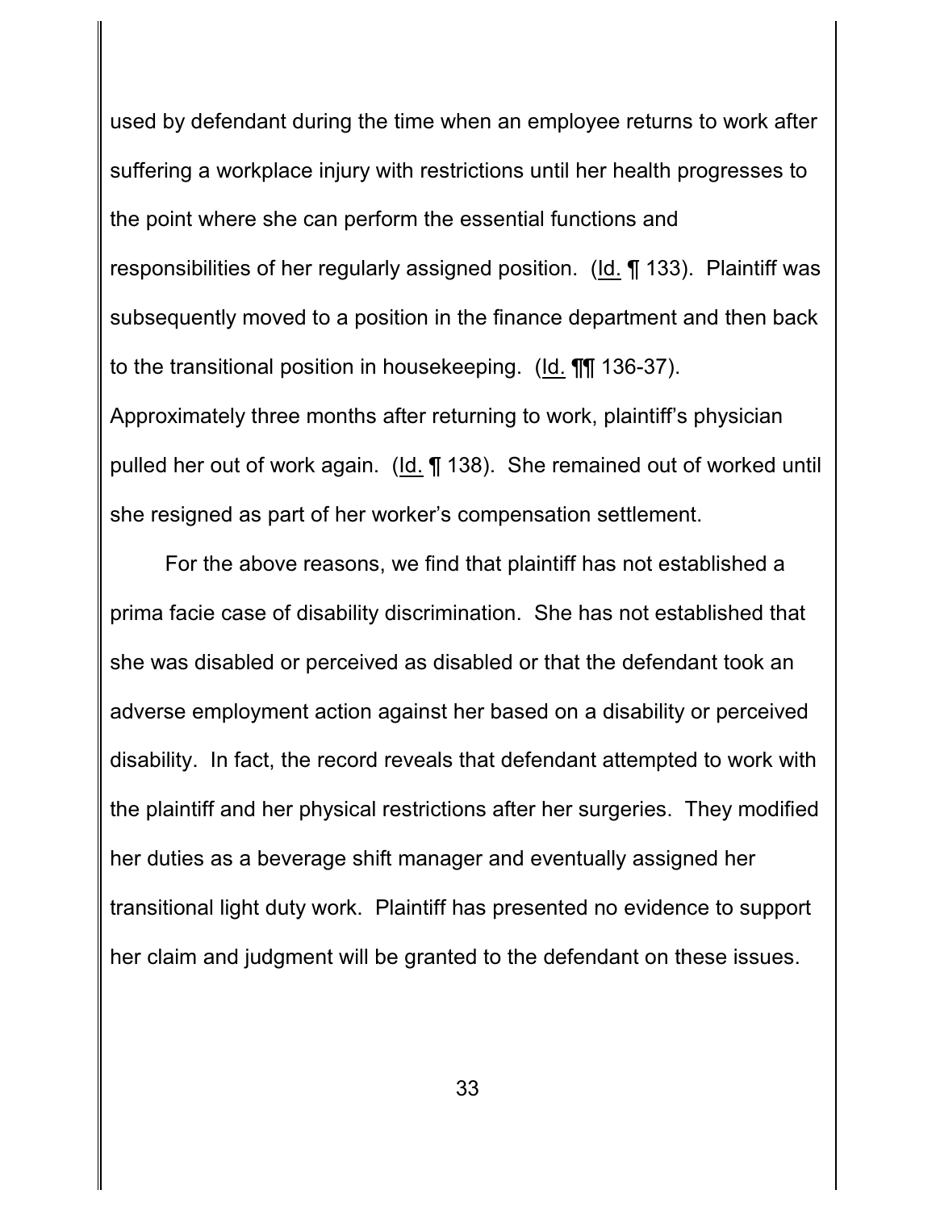used by defendant during the time when an employee returns to work after suffering a workplace injury with restrictions until her health progresses to the point where she can perform the essential functions and responsibilities of her regularly assigned position. (Id. ¶ 133). Plaintiff was subsequently moved to a position in the finance department and then back to the transitional position in housekeeping. (Id. ¶¶ 136-37). Approximately three months after returning to work, plaintiff's physician pulled her out of work again. (Id. ¶ 138). She remained out of worked until she resigned as part of her worker's compensation settlement.

For the above reasons, we find that plaintiff has not established a prima facie case of disability discrimination. She has not established that she was disabled or perceived as disabled or that the defendant took an adverse employment action against her based on a disability or perceived disability. In fact, the record reveals that defendant attempted to work with the plaintiff and her physical restrictions after her surgeries. They modified her duties as a beverage shift manager and eventually assigned her transitional light duty work. Plaintiff has presented no evidence to support her claim and judgment will be granted to the defendant on these issues.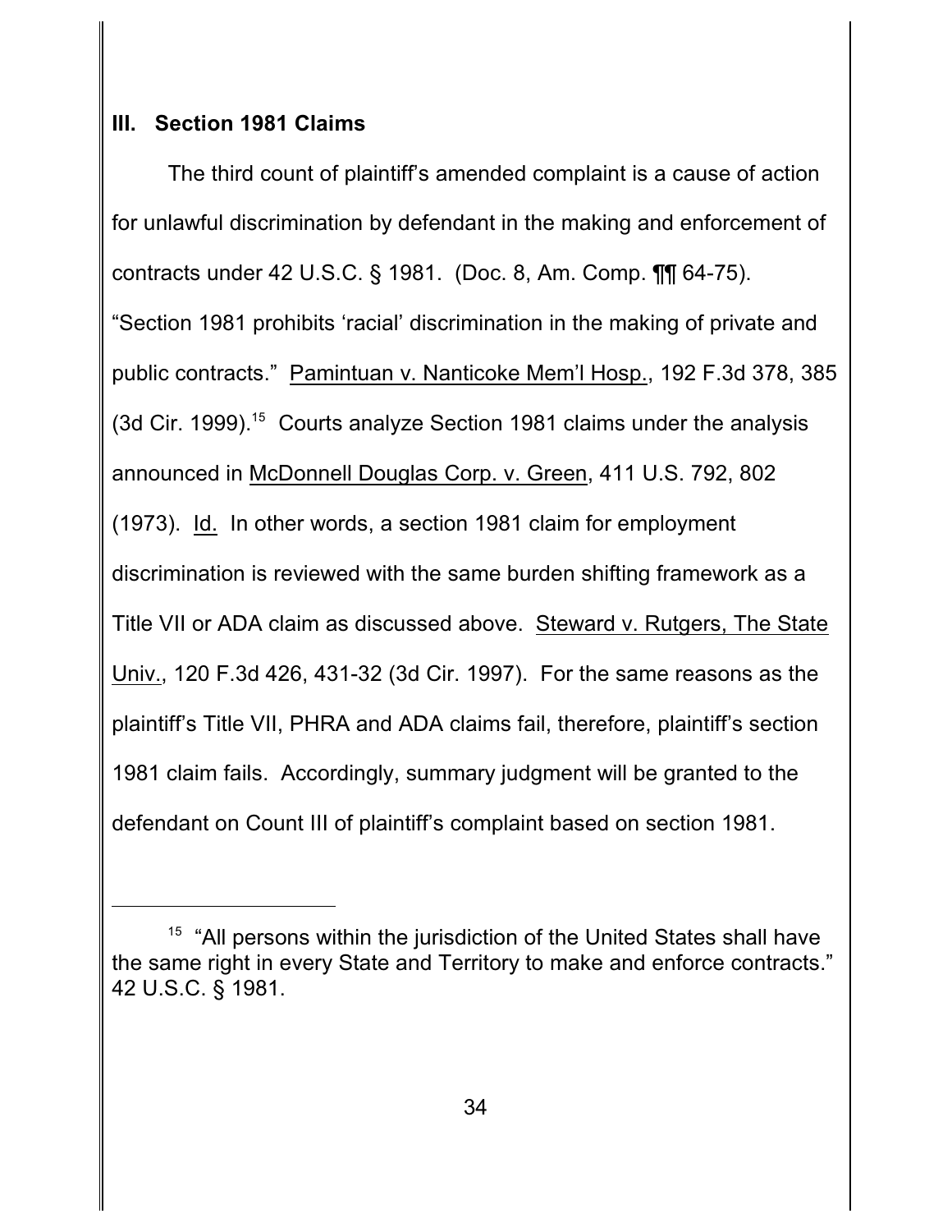## III. Section 1981 Claims

The third count of plaintiff's amended complaint is a cause of action for unlawful discrimination by defendant in the making and enforcement of contracts under 42 U.S.C. § 1981. (Doc. 8, Am. Comp. ¶¶ 64-75). "Section 1981 prohibits 'racial' discrimination in the making of private and public contracts." Pamintuan v. Nanticoke Mem'l Hosp., 192 F.3d 378, 385 (3d Cir. 1999).[15] Courts analyze Section 1981 claims under the analysis announced in McDonnell Douglas Corp. v. Green, 411 U.S. 792, 802 (1973). Id. In other words, a section 1981 claim for employment discrimination is reviewed with the same burden shifting framework as a Title VII or ADA claim as discussed above. Steward v. Rutgers, The State Univ., 120 F.3d 426, 431-32 (3d Cir. 1997). For the same reasons as the plaintiff's Title VII, PHRA and ADA claims fail, therefore, plaintiff's section 1981 claim fails. Accordingly, summary judgment will be granted to the defendant on Count III of plaintiff's complaint based on section 1981.

---

[15] "All persons within the jurisdiction of the United States shall have the same right in every State and Territory to make and enforce contracts." 42 U.S.C. § 1981.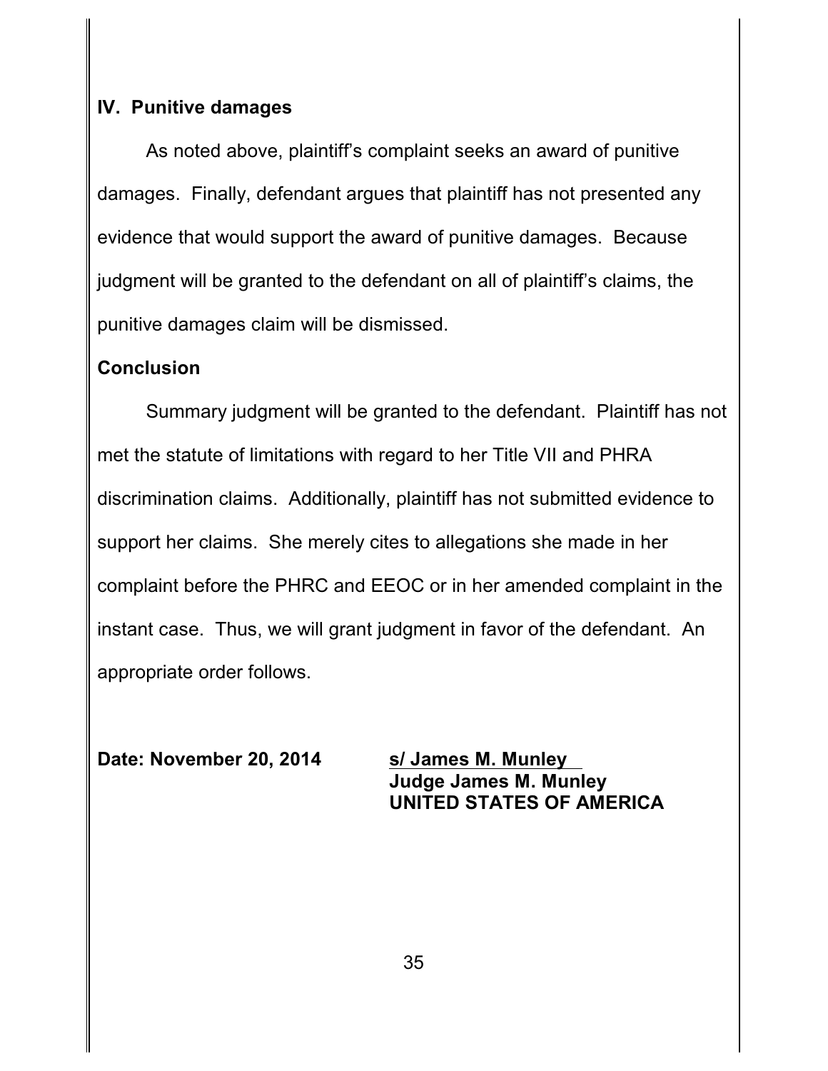**IV. Punitive damages**

As noted above, plaintiff's complaint seeks an award of punitive damages. Finally, defendant argues that plaintiff has not presented any evidence that would support the award of punitive damages. Because judgment will be granted to the defendant on all of plaintiff's claims, the punitive damages claim will be dismissed.

**Conclusion**

Summary judgment will be granted to the defendant. Plaintiff has not met the statute of limitations with regard to her Title VII and PHRA discrimination claims. Additionally, plaintiff has not submitted evidence to support her claims. She merely cites to allegations she made in her complaint before the PHRC and EEOC or in her amended complaint in the instant case. Thus, we will grant judgment in favor of the defendant. An appropriate order follows.

**Date: November 20, 2014**

**s/ James M. Munley**
**Judge James M. Munley**
**UNITED STATES OF AMERICA**